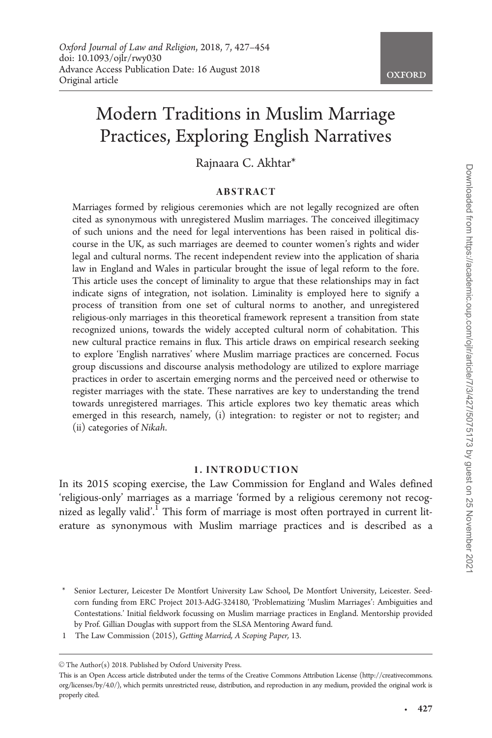# Modern Traditions in Muslim Marriage Practices, Exploring English Narratives

Rajnaara C. Akhtar*

## ABSTRACT

Marriages formed by religious ceremonies which are not legally recognized are often cited as synonymous with unregistered Muslim marriages. The conceived illegitimacy of such unions and the need for legal interventions has been raised in political discourse in the UK, as such marriages are deemed to counter women's rights and wider legal and cultural norms. The recent independent review into the application of sharia law in England and Wales in particular brought the issue of legal reform to the fore. This article uses the concept of liminality to argue that these relationships may in fact indicate signs of integration, not isolation. Liminality is employed here to signify a process of transition from one set of cultural norms to another, and unregistered religious-only marriages in this theoretical framework represent a transition from state recognized unions, towards the widely accepted cultural norm of cohabitation. This new cultural practice remains in flux. This article draws on empirical research seeking to explore 'English narratives' where Muslim marriage practices are concerned. Focus group discussions and discourse analysis methodology are utilized to explore marriage practices in order to ascertain emerging norms and the perceived need or otherwise to register marriages with the state. These narratives are key to understanding the trend towards unregistered marriages. This article explores two key thematic areas which emerged in this research, namely, (i) integration: to register or not to register; and (ii) categories of *Nikah*.

## 1. INTRODUCTION

In its 2015 scoping exercise, the Law Commission for England and Wales defined 'religious-only' marriages as a marriage 'formed by a religious ceremony not recognized as legally valid'.[1] This form of marriage is most often portrayed in current literature as synonymous with Muslim marriage practices and is described as a

---

\* Senior Lecturer, Leicester De Montfort University Law School, De Montfort University, Leicester. Seed-corn funding from ERC Project 2013-AdG-324180, 'Problematizing 'Muslim Marriages': Ambiguities and Contestations.' Initial fieldwork focussing on Muslim marriage practices in England. Mentorship provided by Prof. Gillian Douglas with support from the SLSA Mentoring Award fund.

1 The Law Commission (2015), *Getting Married, A Scoping Paper,* 13.

© The Author(s) 2018. Published by Oxford University Press.

This is an Open Access article distributed under the terms of the Creative Commons Attribution License (http://creativecommons.org/licenses/by/4.0/), which permits unrestricted reuse, distribution, and reproduction in any medium, provided the original work is properly cited.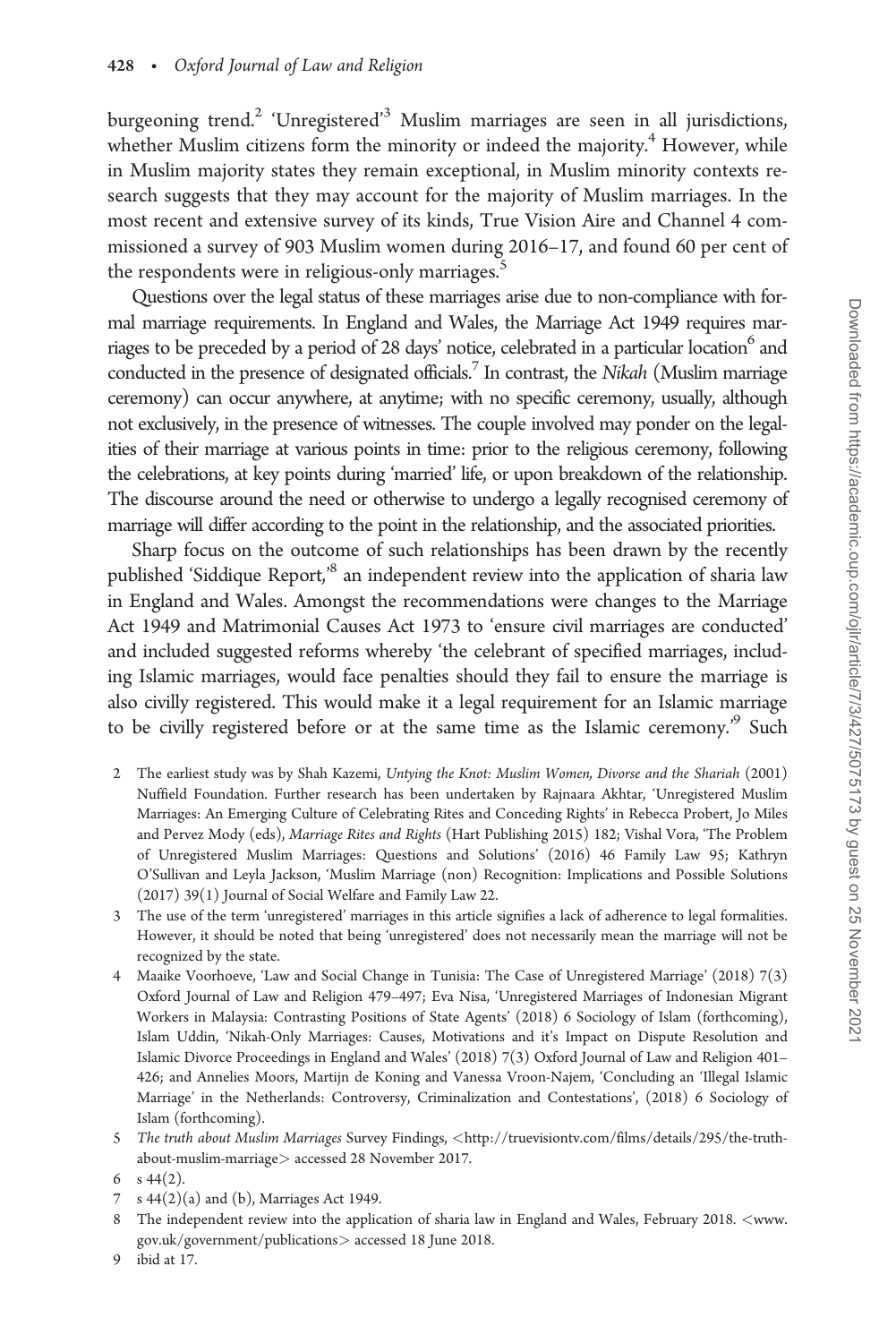burgeoning trend.[2] 'Unregistered'[3] Muslim marriages are seen in all jurisdictions, whether Muslim citizens form the minority or indeed the majority.[4] However, while in Muslim majority states they remain exceptional, in Muslim minority contexts research suggests that they may account for the majority of Muslim marriages. In the most recent and extensive survey of its kinds, True Vision Aire and Channel 4 commissioned a survey of 903 Muslim women during 2016–17, and found 60 per cent of the respondents were in religious-only marriages.[5]

Questions over the legal status of these marriages arise due to non-compliance with formal marriage requirements. In England and Wales, the Marriage Act 1949 requires marriages to be preceded by a period of 28 days' notice, celebrated in a particular location[6] and conducted in the presence of designated officials.[7] In contrast, the *Nikah* (Muslim marriage ceremony) can occur anywhere, at anytime; with no specific ceremony, usually, although not exclusively, in the presence of witnesses. The couple involved may ponder on the legalities of their marriage at various points in time: prior to the religious ceremony, following the celebrations, at key points during 'married' life, or upon breakdown of the relationship. The discourse around the need or otherwise to undergo a legally recognised ceremony of marriage will differ according to the point in the relationship, and the associated priorities.

Sharp focus on the outcome of such relationships has been drawn by the recently published 'Siddique Report,'[8] an independent review into the application of sharia law in England and Wales. Amongst the recommendations were changes to the Marriage Act 1949 and Matrimonial Causes Act 1973 to 'ensure civil marriages are conducted' and included suggested reforms whereby 'the celebrant of specified marriages, including Islamic marriages, would face penalties should they fail to ensure the marriage is also civilly registered. This would make it a legal requirement for an Islamic marriage to be civilly registered before or at the same time as the Islamic ceremony.'[9] Such

2 The earliest study was by Shah Kazemi, *Untying the Knot: Muslim Women, Divorse and the Shariah* (2001) Nuffield Foundation. Further research has been undertaken by Rajnaara Akhtar, 'Unregistered Muslim Marriages: An Emerging Culture of Celebrating Rites and Conceding Rights' in Rebecca Probert, Jo Miles and Pervez Mody (eds), *Marriage Rites and Rights* (Hart Publishing 2015) 182; Vishal Vora, 'The Problem of Unregistered Muslim Marriages: Questions and Solutions' (2016) 46 Family Law 95; Kathryn O'Sullivan and Leyla Jackson, 'Muslim Marriage (non) Recognition: Implications and Possible Solutions (2017) 39(1) Journal of Social Welfare and Family Law 22.

3 The use of the term 'unregistered' marriages in this article signifies a lack of adherence to legal formalities. However, it should be noted that being 'unregistered' does not necessarily mean the marriage will not be recognized by the state.

4 Maaike Voorhoeve, 'Law and Social Change in Tunisia: The Case of Unregistered Marriage' (2018) 7(3) Oxford Journal of Law and Religion 479–497; Eva Nisa, 'Unregistered Marriages of Indonesian Migrant Workers in Malaysia: Contrasting Positions of State Agents' (2018) 6 Sociology of Islam (forthcoming), Islam Uddin, 'Nikah-Only Marriages: Causes, Motivations and it's Impact on Dispute Resolution and Islamic Divorce Proceedings in England and Wales' (2018) 7(3) Oxford Journal of Law and Religion 401–426; and Annelies Moors, Martijn de Koning and Vanessa Vroon-Najem, 'Concluding an 'Illegal Islamic Marriage' in the Netherlands: Controversy, Criminalization and Contestations', (2018) 6 Sociology of Islam (forthcoming).

5 *The truth about Muslim Marriages* Survey Findings, <http://truevisiontv.com/films/details/295/the-truth-about-muslim-marriage> accessed 28 November 2017.

6 s 44(2).

7 s 44(2)(a) and (b), Marriages Act 1949.

8 The independent review into the application of sharia law in England and Wales, February 2018. <www.gov.uk/government/publications> accessed 18 June 2018.

9 ibid at 17.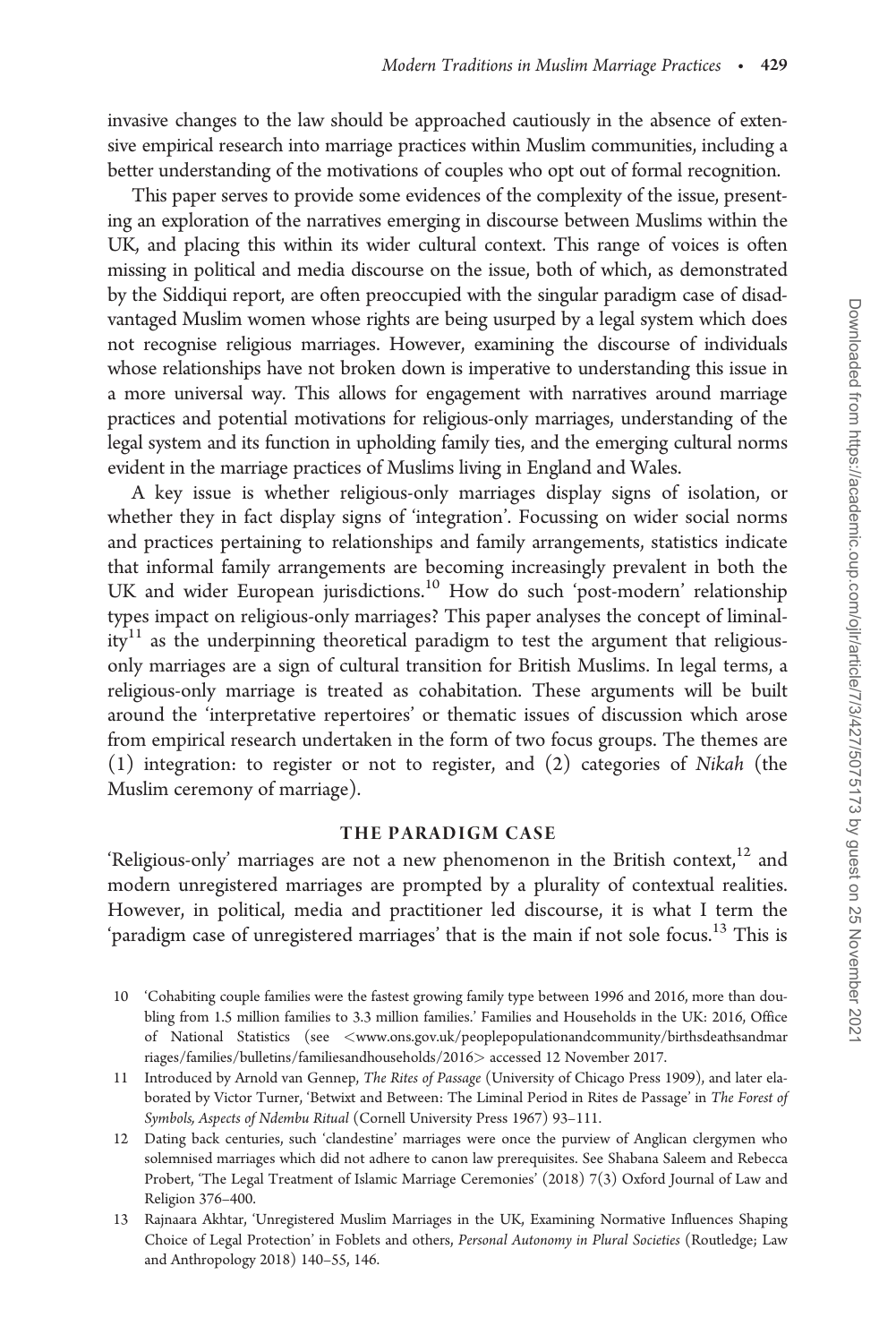invasive changes to the law should be approached cautiously in the absence of extensive empirical research into marriage practices within Muslim communities, including a better understanding of the motivations of couples who opt out of formal recognition.

This paper serves to provide some evidences of the complexity of the issue, presenting an exploration of the narratives emerging in discourse between Muslims within the UK, and placing this within its wider cultural context. This range of voices is often missing in political and media discourse on the issue, both of which, as demonstrated by the Siddiqui report, are often preoccupied with the singular paradigm case of disadvantaged Muslim women whose rights are being usurped by a legal system which does not recognise religious marriages. However, examining the discourse of individuals whose relationships have not broken down is imperative to understanding this issue in a more universal way. This allows for engagement with narratives around marriage practices and potential motivations for religious-only marriages, understanding of the legal system and its function in upholding family ties, and the emerging cultural norms evident in the marriage practices of Muslims living in England and Wales.

A key issue is whether religious-only marriages display signs of isolation, or whether they in fact display signs of 'integration'. Focussing on wider social norms and practices pertaining to relationships and family arrangements, statistics indicate that informal family arrangements are becoming increasingly prevalent in both the UK and wider European jurisdictions.[10] How do such 'post-modern' relationship types impact on religious-only marriages? This paper analyses the concept of liminality[11] as the underpinning theoretical paradigm to test the argument that religious-only marriages are a sign of cultural transition for British Muslims. In legal terms, a religious-only marriage is treated as cohabitation. These arguments will be built around the 'interpretative repertoires' or thematic issues of discussion which arose from empirical research undertaken in the form of two focus groups. The themes are (1) integration: to register or not to register, and (2) categories of *Nikah* (the Muslim ceremony of marriage).

## THE PARADIGM CASE

'Religious-only' marriages are not a new phenomenon in the British context,[12] and modern unregistered marriages are prompted by a plurality of contextual realities. However, in political, media and practitioner led discourse, it is what I term the 'paradigm case of unregistered marriages' that is the main if not sole focus.[13] This is

10 'Cohabiting couple families were the fastest growing family type between 1996 and 2016, more than doubling from 1.5 million families to 3.3 million families.' Families and Households in the UK: 2016, Office of National Statistics (see <www.ons.gov.uk/peoplepopulationandcommunity/birthsdeathsandmarriages/families/bulletins/familiesandhouseholds/2016> accessed 12 November 2017.

11 Introduced by Arnold van Gennep, *The Rites of Passage* (University of Chicago Press 1909), and later elaborated by Victor Turner, 'Betwixt and Between: The Liminal Period in Rites de Passage' in *The Forest of Symbols, Aspects of Ndembu Ritual* (Cornell University Press 1967) 93–111.

12 Dating back centuries, such 'clandestine' marriages were once the purview of Anglican clergymen who solemnised marriages which did not adhere to canon law prerequisites. See Shabana Saleem and Rebecca Probert, 'The Legal Treatment of Islamic Marriage Ceremonies' (2018) 7(3) Oxford Journal of Law and Religion 376–400.

13 Rajnaara Akhtar, 'Unregistered Muslim Marriages in the UK, Examining Normative Influences Shaping Choice of Legal Protection' in Foblets and others, *Personal Autonomy in Plural Societies* (Routledge; Law and Anthropology 2018) 140–55, 146.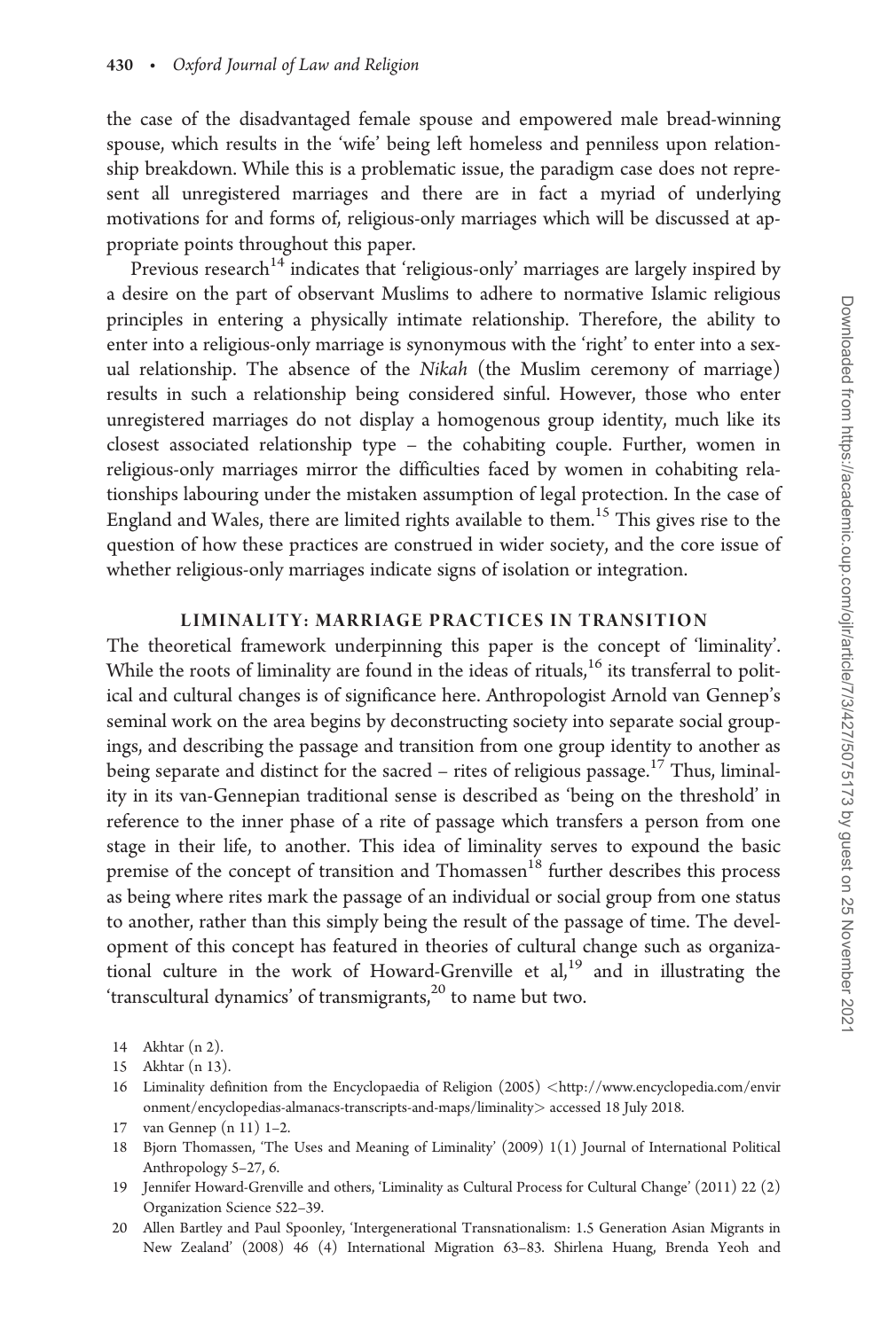the case of the disadvantaged female spouse and empowered male bread-winning spouse, which results in the 'wife' being left homeless and penniless upon relationship breakdown. While this is a problematic issue, the paradigm case does not represent all unregistered marriages and there are in fact a myriad of underlying motivations for and forms of, religious-only marriages which will be discussed at appropriate points throughout this paper.

Previous research[14] indicates that 'religious-only' marriages are largely inspired by a desire on the part of observant Muslims to adhere to normative Islamic religious principles in entering a physically intimate relationship. Therefore, the ability to enter into a religious-only marriage is synonymous with the 'right' to enter into a sexual relationship. The absence of the *Nikah* (the Muslim ceremony of marriage) results in such a relationship being considered sinful. However, those who enter unregistered marriages do not display a homogenous group identity, much like its closest associated relationship type – the cohabiting couple. Further, women in religious-only marriages mirror the difficulties faced by women in cohabiting relationships labouring under the mistaken assumption of legal protection. In the case of England and Wales, there are limited rights available to them.[15] This gives rise to the question of how these practices are construed in wider society, and the core issue of whether religious-only marriages indicate signs of isolation or integration.

## LIMINALITY: MARRIAGE PRACTICES IN TRANSITION

The theoretical framework underpinning this paper is the concept of 'liminality'. While the roots of liminality are found in the ideas of rituals,[16] its transferral to political and cultural changes is of significance here. Anthropologist Arnold van Gennep's seminal work on the area begins by deconstructing society into separate social groupings, and describing the passage and transition from one group identity to another as being separate and distinct for the sacred – rites of religious passage.[17] Thus, liminality in its van-Gennepian traditional sense is described as 'being on the threshold' in reference to the inner phase of a rite of passage which transfers a person from one stage in their life, to another. This idea of liminality serves to expound the basic premise of the concept of transition and Thomassen[18] further describes this process as being where rites mark the passage of an individual or social group from one status to another, rather than this simply being the result of the passage of time. The development of this concept has featured in theories of cultural change such as organizational culture in the work of Howard-Grenville et al,[19] and in illustrating the 'transcultural dynamics' of transmigrants,[20] to name but two.

14 Akhtar (n 2).

15 Akhtar (n 13).

16 Liminality definition from the Encyclopaedia of Religion (2005) <http://www.encyclopedia.com/environment/encyclopedias-almanacs-transcripts-and-maps/liminality> accessed 18 July 2018.

17 van Gennep (n 11) 1–2.

18 Bjorn Thomassen, 'The Uses and Meaning of Liminality' (2009) 1(1) Journal of International Political Anthropology 5–27, 6.

19 Jennifer Howard-Grenville and others, 'Liminality as Cultural Process for Cultural Change' (2011) 22 (2) Organization Science 522–39.

20 Allen Bartley and Paul Spoonley, 'Intergenerational Transnationalism: 1.5 Generation Asian Migrants in New Zealand' (2008) 46 (4) International Migration 63–83. Shirlena Huang, Brenda Yeoh and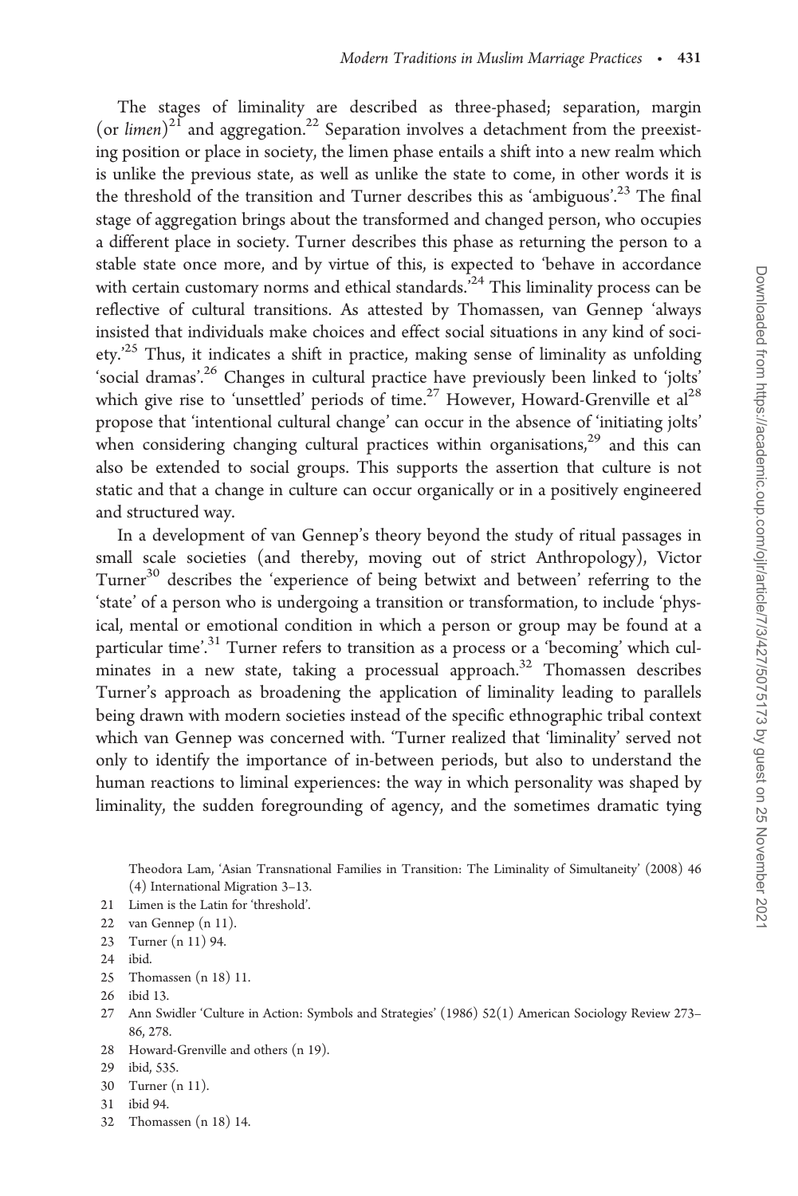The stages of liminality are described as three-phased; separation, margin (or *limen*)[21] and aggregation.[22] Separation involves a detachment from the preexisting position or place in society, the limen phase entails a shift into a new realm which is unlike the previous state, as well as unlike the state to come, in other words it is the threshold of the transition and Turner describes this as 'ambiguous'.[23] The final stage of aggregation brings about the transformed and changed person, who occupies a different place in society. Turner describes this phase as returning the person to a stable state once more, and by virtue of this, is expected to 'behave in accordance with certain customary norms and ethical standards.'[24] This liminality process can be reflective of cultural transitions. As attested by Thomassen, van Gennep 'always insisted that individuals make choices and effect social situations in any kind of society.'[25] Thus, it indicates a shift in practice, making sense of liminality as unfolding 'social dramas'.[26] Changes in cultural practice have previously been linked to 'jolts' which give rise to 'unsettled' periods of time.[27] However, Howard-Grenville et al[28] propose that 'intentional cultural change' can occur in the absence of 'initiating jolts' when considering changing cultural practices within organisations,[29] and this can also be extended to social groups. This supports the assertion that culture is not static and that a change in culture can occur organically or in a positively engineered and structured way.

In a development of van Gennep's theory beyond the study of ritual passages in small scale societies (and thereby, moving out of strict Anthropology), Victor Turner[30] describes the 'experience of being betwixt and between' referring to the 'state' of a person who is undergoing a transition or transformation, to include 'physical, mental or emotional condition in which a person or group may be found at a particular time'.[31] Turner refers to transition as a process or a 'becoming' which culminates in a new state, taking a processual approach.[32] Thomassen describes Turner's approach as broadening the application of liminality leading to parallels being drawn with modern societies instead of the specific ethnographic tribal context which van Gennep was concerned with. 'Turner realized that 'liminality' served not only to identify the importance of in-between periods, but also to understand the human reactions to liminal experiences: the way in which personality was shaped by liminality, the sudden foregrounding of agency, and the sometimes dramatic tying

Theodora Lam, 'Asian Transnational Families in Transition: The Liminality of Simultaneity' (2008) 46 (4) International Migration 3–13.

21 Limen is the Latin for 'threshold'.

22 van Gennep (n 11).

23 Turner (n 11) 94.

24 ibid.

25 Thomassen (n 18) 11.

26 ibid 13.

27 Ann Swidler 'Culture in Action: Symbols and Strategies' (1986) 52(1) American Sociology Review 273–86, 278.

28 Howard-Grenville and others (n 19).

29 ibid, 535.

30 Turner (n 11).

31 ibid 94.

32 Thomassen (n 18) 14.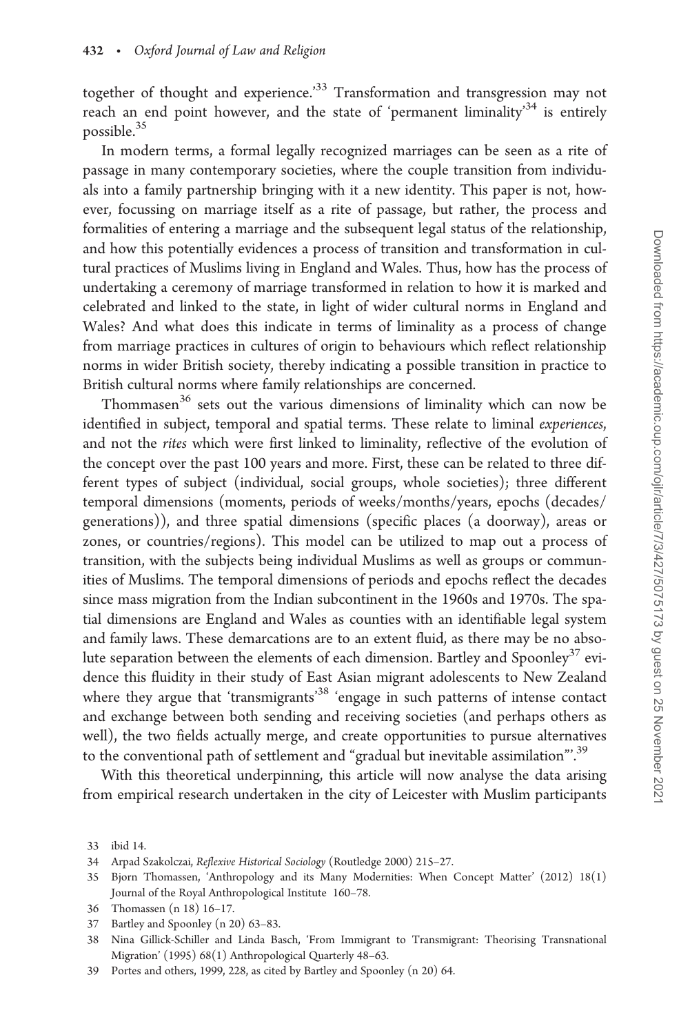together of thought and experience.'[33] Transformation and transgression may not reach an end point however, and the state of 'permanent liminality'[34] is entirely possible.[35]

In modern terms, a formal legally recognized marriages can be seen as a rite of passage in many contemporary societies, where the couple transition from individuals into a family partnership bringing with it a new identity. This paper is not, however, focussing on marriage itself as a rite of passage, but rather, the process and formalities of entering a marriage and the subsequent legal status of the relationship, and how this potentially evidences a process of transition and transformation in cultural practices of Muslims living in England and Wales. Thus, how has the process of undertaking a ceremony of marriage transformed in relation to how it is marked and celebrated and linked to the state, in light of wider cultural norms in England and Wales? And what does this indicate in terms of liminality as a process of change from marriage practices in cultures of origin to behaviours which reflect relationship norms in wider British society, thereby indicating a possible transition in practice to British cultural norms where family relationships are concerned.

Thommasen[36] sets out the various dimensions of liminality which can now be identified in subject, temporal and spatial terms. These relate to liminal *experiences*, and not the *rites* which were first linked to liminality, reflective of the evolution of the concept over the past 100 years and more. First, these can be related to three different types of subject (individual, social groups, whole societies); three different temporal dimensions (moments, periods of weeks/months/years, epochs (decades/generations)), and three spatial dimensions (specific places (a doorway), areas or zones, or countries/regions). This model can be utilized to map out a process of transition, with the subjects being individual Muslims as well as groups or communities of Muslims. The temporal dimensions of periods and epochs reflect the decades since mass migration from the Indian subcontinent in the 1960s and 1970s. The spatial dimensions are England and Wales as counties with an identifiable legal system and family laws. These demarcations are to an extent fluid, as there may be no absolute separation between the elements of each dimension. Bartley and Spoonley[37] evidence this fluidity in their study of East Asian migrant adolescents to New Zealand where they argue that 'transmigrants'[38] 'engage in such patterns of intense contact and exchange between both sending and receiving societies (and perhaps others as well), the two fields actually merge, and create opportunities to pursue alternatives to the conventional path of settlement and "gradual but inevitable assimilation"'.[39]

With this theoretical underpinning, this article will now analyse the data arising from empirical research undertaken in the city of Leicester with Muslim participants

33 ibid 14.

34 Arpad Szakolczai, *Reflexive Historical Sociology* (Routledge 2000) 215–27.

35 Bjorn Thomassen, 'Anthropology and its Many Modernities: When Concept Matter' (2012) 18(1) Journal of the Royal Anthropological Institute 160–78.

36 Thomassen (n 18) 16–17.

37 Bartley and Spoonley (n 20) 63–83.

38 Nina Gillick-Schiller and Linda Basch, 'From Immigrant to Transmigrant: Theorising Transnational Migration' (1995) 68(1) Anthropological Quarterly 48–63.

39 Portes and others, 1999, 228, as cited by Bartley and Spoonley (n 20) 64.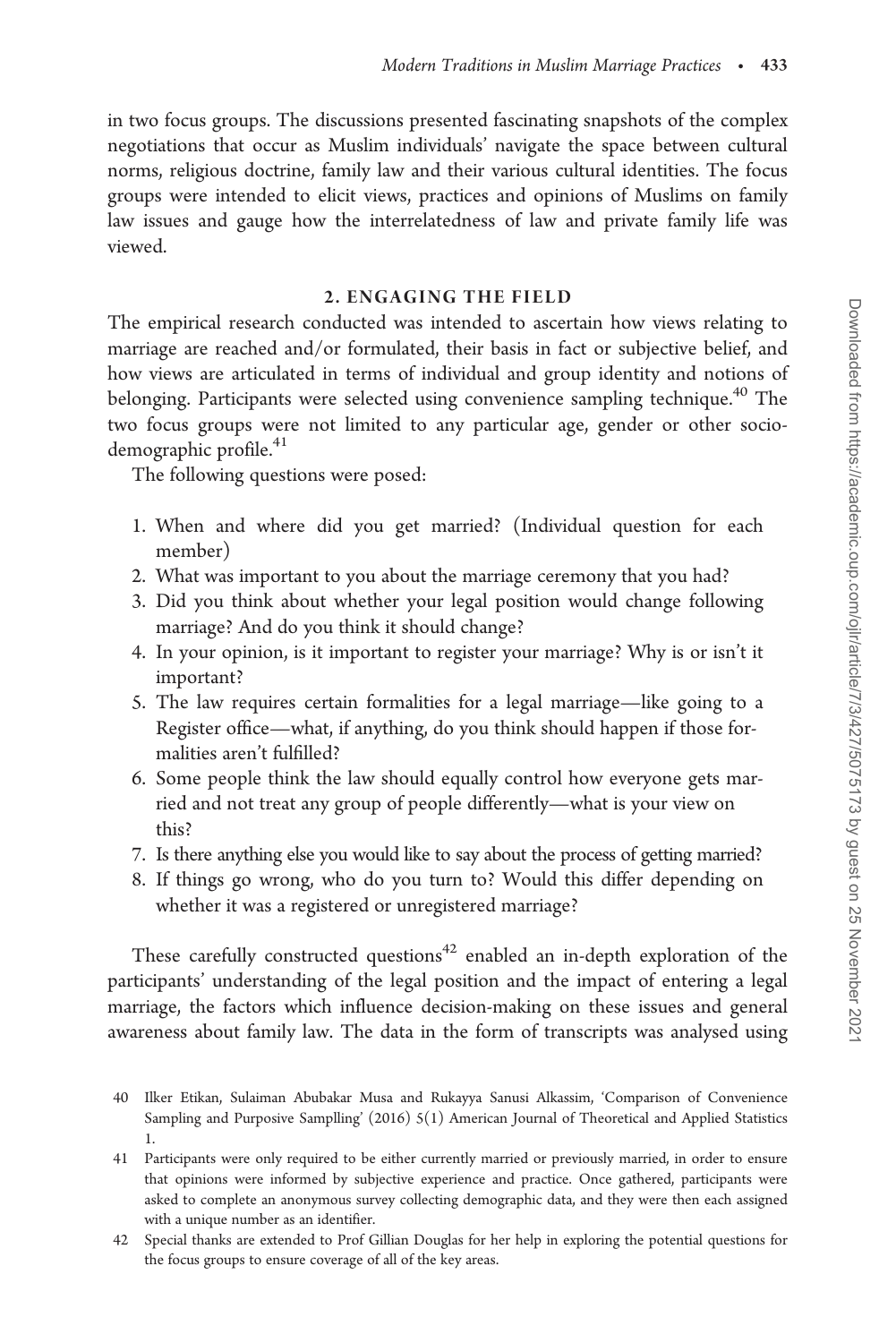in two focus groups. The discussions presented fascinating snapshots of the complex negotiations that occur as Muslim individuals' navigate the space between cultural norms, religious doctrine, family law and their various cultural identities. The focus groups were intended to elicit views, practices and opinions of Muslims on family law issues and gauge how the interrelatedness of law and private family life was viewed.

## 2. ENGAGING THE FIELD

The empirical research conducted was intended to ascertain how views relating to marriage are reached and/or formulated, their basis in fact or subjective belief, and how views are articulated in terms of individual and group identity and notions of belonging. Participants were selected using convenience sampling technique.[40] The two focus groups were not limited to any particular age, gender or other socio-demographic profile.[41]

The following questions were posed:

1. When and where did you get married? (Individual question for each member)
2. What was important to you about the marriage ceremony that you had?
3. Did you think about whether your legal position would change following marriage? And do you think it should change?
4. In your opinion, is it important to register your marriage? Why is or isn't it important?
5. The law requires certain formalities for a legal marriage—like going to a Register office—what, if anything, do you think should happen if those formalities aren't fulfilled?
6. Some people think the law should equally control how everyone gets married and not treat any group of people differently—what is your view on this?
7. Is there anything else you would like to say about the process of getting married?
8. If things go wrong, who do you turn to? Would this differ depending on whether it was a registered or unregistered marriage?

These carefully constructed questions[42] enabled an in-depth exploration of the participants' understanding of the legal position and the impact of entering a legal marriage, the factors which influence decision-making on these issues and general awareness about family law. The data in the form of transcripts was analysed using

40 Ilker Etikan, Sulaiman Abubakar Musa and Rukayya Sanusi Alkassim, 'Comparison of Convenience Sampling and Purposive Samplling' (2016) 5(1) American Journal of Theoretical and Applied Statistics 1.

41 Participants were only required to be either currently married or previously married, in order to ensure that opinions were informed by subjective experience and practice. Once gathered, participants were asked to complete an anonymous survey collecting demographic data, and they were then each assigned with a unique number as an identifier.

42 Special thanks are extended to Prof Gillian Douglas for her help in exploring the potential questions for the focus groups to ensure coverage of all of the key areas.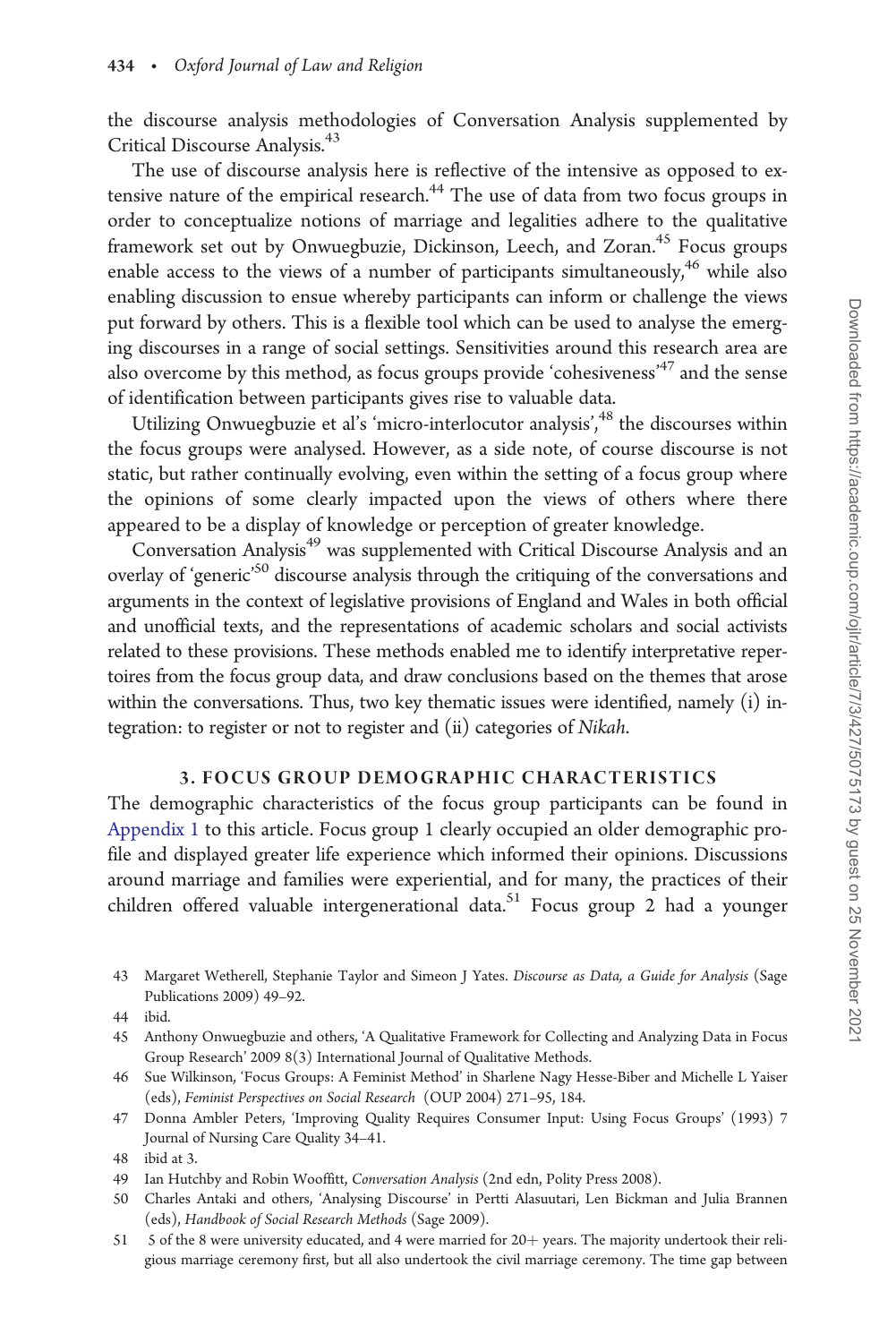the discourse analysis methodologies of Conversation Analysis supplemented by Critical Discourse Analysis.[43]

The use of discourse analysis here is reflective of the intensive as opposed to extensive nature of the empirical research.[44] The use of data from two focus groups in order to conceptualize notions of marriage and legalities adhere to the qualitative framework set out by Onwuegbuzie, Dickinson, Leech, and Zoran.[45] Focus groups enable access to the views of a number of participants simultaneously,[46] while also enabling discussion to ensue whereby participants can inform or challenge the views put forward by others. This is a flexible tool which can be used to analyse the emerging discourses in a range of social settings. Sensitivities around this research area are also overcome by this method, as focus groups provide 'cohesiveness'[47] and the sense of identification between participants gives rise to valuable data.

Utilizing Onwuegbuzie et al's 'micro-interlocutor analysis',[48] the discourses within the focus groups were analysed. However, as a side note, of course discourse is not static, but rather continually evolving, even within the setting of a focus group where the opinions of some clearly impacted upon the views of others where there appeared to be a display of knowledge or perception of greater knowledge.

Conversation Analysis[49] was supplemented with Critical Discourse Analysis and an overlay of 'generic'[50] discourse analysis through the critiquing of the conversations and arguments in the context of legislative provisions of England and Wales in both official and unofficial texts, and the representations of academic scholars and social activists related to these provisions. These methods enabled me to identify interpretative repertoires from the focus group data, and draw conclusions based on the themes that arose within the conversations. Thus, two key thematic issues were identified, namely (i) integration: to register or not to register and (ii) categories of *Nikah*.

## 3. FOCUS GROUP DEMOGRAPHIC CHARACTERISTICS

The demographic characteristics of the focus group participants can be found in Appendix 1 to this article. Focus group 1 clearly occupied an older demographic profile and displayed greater life experience which informed their opinions. Discussions around marriage and families were experiential, and for many, the practices of their children offered valuable intergenerational data.[51] Focus group 2 had a younger

43 Margaret Wetherell, Stephanie Taylor and Simeon J Yates. *Discourse as Data, a Guide for Analysis* (Sage Publications 2009) 49–92.

44 ibid.

45 Anthony Onwuegbuzie and others, 'A Qualitative Framework for Collecting and Analyzing Data in Focus Group Research' 2009 8(3) International Journal of Qualitative Methods.

46 Sue Wilkinson, 'Focus Groups: A Feminist Method' in Sharlene Nagy Hesse-Biber and Michelle L Yaiser (eds), *Feminist Perspectives on Social Research* (OUP 2004) 271–95, 184.

47 Donna Ambler Peters, 'Improving Quality Requires Consumer Input: Using Focus Groups' (1993) 7 Journal of Nursing Care Quality 34–41.

48 ibid at 3.

49 Ian Hutchby and Robin Wooffitt, *Conversation Analysis* (2nd edn, Polity Press 2008).

50 Charles Antaki and others, 'Analysing Discourse' in Pertti Alasuutari, Len Bickman and Julia Brannen (eds), *Handbook of Social Research Methods* (Sage 2009).

51 5 of the 8 were university educated, and 4 were married for 20+ years. The majority undertook their religious marriage ceremony first, but all also undertook the civil marriage ceremony. The time gap between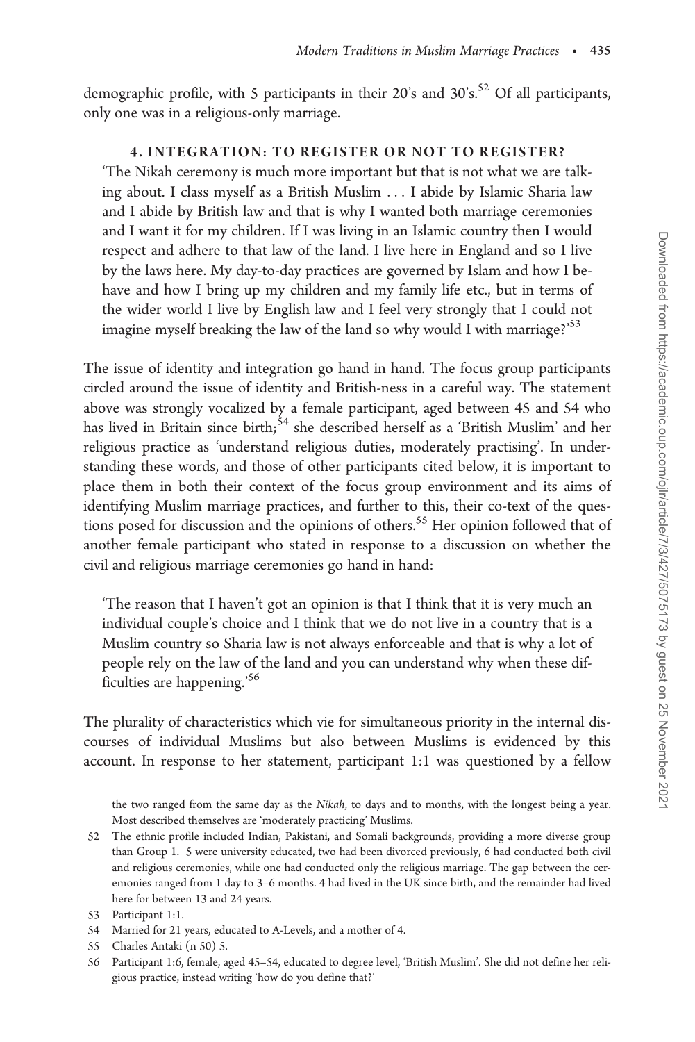demographic profile, with 5 participants in their 20's and 30's.[52] Of all participants, only one was in a religious-only marriage.

## 4. INTEGRATION: TO REGISTER OR NOT TO REGISTER?

> 'The Nikah ceremony is much more important but that is not what we are talking about. I class myself as a British Muslim . . . I abide by Islamic Sharia law and I abide by British law and that is why I wanted both marriage ceremonies and I want it for my children. If I was living in an Islamic country then I would respect and adhere to that law of the land. I live here in England and so I live by the laws here. My day-to-day practices are governed by Islam and how I behave and how I bring up my children and my family life etc., but in terms of the wider world I live by English law and I feel very strongly that I could not imagine myself breaking the law of the land so why would I with marriage?'[53]

The issue of identity and integration go hand in hand. The focus group participants circled around the issue of identity and British-ness in a careful way. The statement above was strongly vocalized by a female participant, aged between 45 and 54 who has lived in Britain since birth;[54] she described herself as a 'British Muslim' and her religious practice as 'understand religious duties, moderately practising'. In understanding these words, and those of other participants cited below, it is important to place them in both their context of the focus group environment and its aims of identifying Muslim marriage practices, and further to this, their co-text of the questions posed for discussion and the opinions of others.[55] Her opinion followed that of another female participant who stated in response to a discussion on whether the civil and religious marriage ceremonies go hand in hand:

> 'The reason that I haven't got an opinion is that I think that it is very much an individual couple's choice and I think that we do not live in a country that is a Muslim country so Sharia law is not always enforceable and that is why a lot of people rely on the law of the land and you can understand why when these difficulties are happening.'[56]

The plurality of characteristics which vie for simultaneous priority in the internal discourses of individual Muslims but also between Muslims is evidenced by this account. In response to her statement, participant 1:1 was questioned by a fellow

---

the two ranged from the same day as the *Nikah*, to days and to months, with the longest being a year. Most described themselves are 'moderately practicing' Muslims.

52 The ethnic profile included Indian, Pakistani, and Somali backgrounds, providing a more diverse group than Group 1. 5 were university educated, two had been divorced previously, 6 had conducted both civil and religious ceremonies, while one had conducted only the religious marriage. The gap between the ceremonies ranged from 1 day to 3–6 months. 4 had lived in the UK since birth, and the remainder had lived here for between 13 and 24 years.

53 Participant 1:1.

54 Married for 21 years, educated to A-Levels, and a mother of 4.

55 Charles Antaki (n 50) 5.

56 Participant 1:6, female, aged 45–54, educated to degree level, 'British Muslim'. She did not define her religious practice, instead writing 'how do you define that?'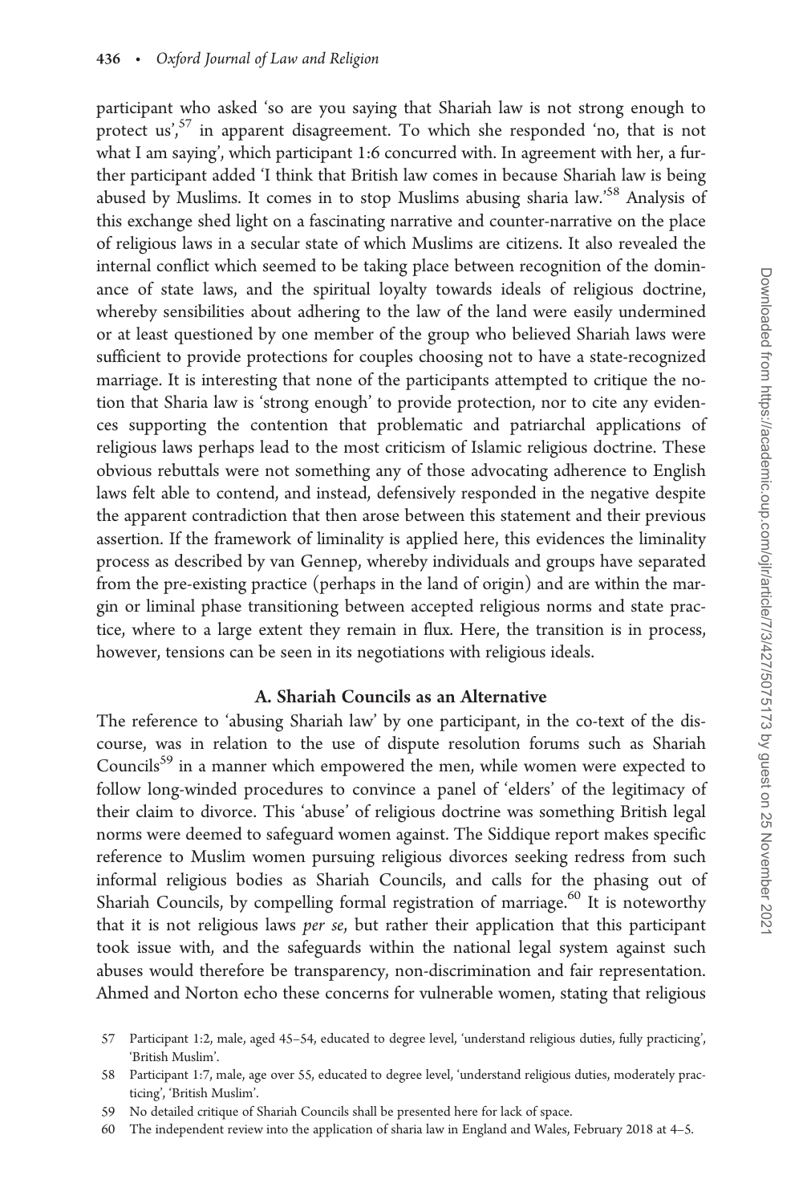participant who asked 'so are you saying that Shariah law is not strong enough to protect us',[57] in apparent disagreement. To which she responded 'no, that is not what I am saying', which participant 1:6 concurred with. In agreement with her, a further participant added 'I think that British law comes in because Shariah law is being abused by Muslims. It comes in to stop Muslims abusing sharia law.'[58] Analysis of this exchange shed light on a fascinating narrative and counter-narrative on the place of religious laws in a secular state of which Muslims are citizens. It also revealed the internal conflict which seemed to be taking place between recognition of the dominance of state laws, and the spiritual loyalty towards ideals of religious doctrine, whereby sensibilities about adhering to the law of the land were easily undermined or at least questioned by one member of the group who believed Shariah laws were sufficient to provide protections for couples choosing not to have a state-recognized marriage. It is interesting that none of the participants attempted to critique the notion that Sharia law is 'strong enough' to provide protection, nor to cite any evidences supporting the contention that problematic and patriarchal applications of religious laws perhaps lead to the most criticism of Islamic religious doctrine. These obvious rebuttals were not something any of those advocating adherence to English laws felt able to contend, and instead, defensively responded in the negative despite the apparent contradiction that then arose between this statement and their previous assertion. If the framework of liminality is applied here, this evidences the liminality process as described by van Gennep, whereby individuals and groups have separated from the pre-existing practice (perhaps in the land of origin) and are within the margin or liminal phase transitioning between accepted religious norms and state practice, where to a large extent they remain in flux. Here, the transition is in process, however, tensions can be seen in its negotiations with religious ideals.

### A. Shariah Councils as an Alternative

The reference to 'abusing Shariah law' by one participant, in the co-text of the discourse, was in relation to the use of dispute resolution forums such as Shariah Councils[59] in a manner which empowered the men, while women were expected to follow long-winded procedures to convince a panel of 'elders' of the legitimacy of their claim to divorce. This 'abuse' of religious doctrine was something British legal norms were deemed to safeguard women against. The Siddique report makes specific reference to Muslim women pursuing religious divorces seeking redress from such informal religious bodies as Shariah Councils, and calls for the phasing out of Shariah Councils, by compelling formal registration of marriage.[60] It is noteworthy that it is not religious laws *per se*, but rather their application that this participant took issue with, and the safeguards within the national legal system against such abuses would therefore be transparency, non-discrimination and fair representation. Ahmed and Norton echo these concerns for vulnerable women, stating that religious

57 Participant 1:2, male, aged 45–54, educated to degree level, 'understand religious duties, fully practicing', 'British Muslim'.

58 Participant 1:7, male, age over 55, educated to degree level, 'understand religious duties, moderately practicing', 'British Muslim'.

59 No detailed critique of Shariah Councils shall be presented here for lack of space.

60 The independent review into the application of sharia law in England and Wales, February 2018 at 4–5.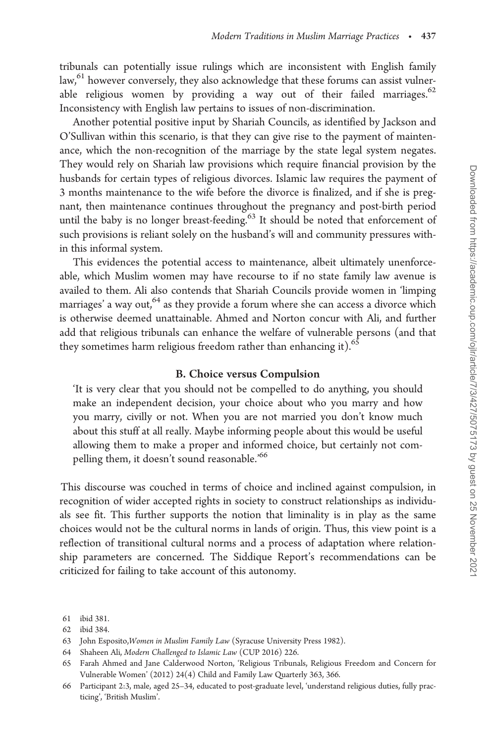tribunals can potentially issue rulings which are inconsistent with English family law,[61] however conversely, they also acknowledge that these forums can assist vulnerable religious women by providing a way out of their failed marriages.[62] Inconsistency with English law pertains to issues of non-discrimination.

Another potential positive input by Shariah Councils, as identified by Jackson and O'Sullivan within this scenario, is that they can give rise to the payment of maintenance, which the non-recognition of the marriage by the state legal system negates. They would rely on Shariah law provisions which require financial provision by the husbands for certain types of religious divorces. Islamic law requires the payment of 3 months maintenance to the wife before the divorce is finalized, and if she is pregnant, then maintenance continues throughout the pregnancy and post-birth period until the baby is no longer breast-feeding.[63] It should be noted that enforcement of such provisions is reliant solely on the husband's will and community pressures within this informal system.

This evidences the potential access to maintenance, albeit ultimately unenforceable, which Muslim women may have recourse to if no state family law avenue is availed to them. Ali also contends that Shariah Councils provide women in 'limping marriages' a way out,[64] as they provide a forum where she can access a divorce which is otherwise deemed unattainable. Ahmed and Norton concur with Ali, and further add that religious tribunals can enhance the welfare of vulnerable persons (and that they sometimes harm religious freedom rather than enhancing it).[65]

### B. Choice versus Compulsion

> 'It is very clear that you should not be compelled to do anything, you should make an independent decision, your choice about who you marry and how you marry, civilly or not. When you are not married you don't know much about this stuff at all really. Maybe informing people about this would be useful allowing them to make a proper and informed choice, but certainly not compelling them, it doesn't sound reasonable.'[66]

This discourse was couched in terms of choice and inclined against compulsion, in recognition of wider accepted rights in society to construct relationships as individuals see fit. This further supports the notion that liminality is in play as the same choices would not be the cultural norms in lands of origin. Thus, this view point is a reflection of transitional cultural norms and a process of adaptation where relationship parameters are concerned. The Siddique Report's recommendations can be criticized for failing to take account of this autonomy.

61 ibid 381.

62 ibid 384.

63 John Esposito, *Women in Muslim Family Law* (Syracuse University Press 1982).

64 Shaheen Ali, *Modern Challenged to Islamic Law* (CUP 2016) 226.

65 Farah Ahmed and Jane Calderwood Norton, 'Religious Tribunals, Religious Freedom and Concern for Vulnerable Women' (2012) 24(4) Child and Family Law Quarterly 363, 366.

66 Participant 2:3, male, aged 25–34, educated to post-graduate level, 'understand religious duties, fully practicing', 'British Muslim'.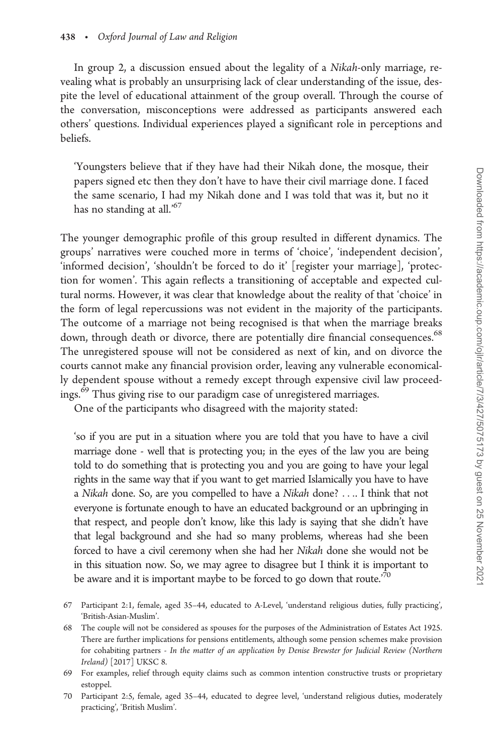In group 2, a discussion ensued about the legality of a *Nikah*-only marriage, revealing what is probably an unsurprising lack of clear understanding of the issue, despite the level of educational attainment of the group overall. Through the course of the conversation, misconceptions were addressed as participants answered each others' questions. Individual experiences played a significant role in perceptions and beliefs.

> 'Youngsters believe that if they have had their Nikah done, the mosque, their papers signed etc then they don't have to have their civil marriage done. I faced the same scenario, I had my Nikah done and I was told that was it, but no it has no standing at all.'[67]

The younger demographic profile of this group resulted in different dynamics. The groups' narratives were couched more in terms of 'choice', 'independent decision', 'informed decision', 'shouldn't be forced to do it' [register your marriage], 'protection for women'. This again reflects a transitioning of acceptable and expected cultural norms. However, it was clear that knowledge about the reality of that 'choice' in the form of legal repercussions was not evident in the majority of the participants. The outcome of a marriage not being recognised is that when the marriage breaks down, through death or divorce, there are potentially dire financial consequences.[68] The unregistered spouse will not be considered as next of kin, and on divorce the courts cannot make any financial provision order, leaving any vulnerable economically dependent spouse without a remedy except through expensive civil law proceedings.[69] Thus giving rise to our paradigm case of unregistered marriages.

One of the participants who disagreed with the majority stated:

> 'so if you are put in a situation where you are told that you have to have a civil marriage done - well that is protecting you; in the eyes of the law you are being told to do something that is protecting you and you are going to have your legal rights in the same way that if you want to get married Islamically you have to have a *Nikah* done. So, are you compelled to have a *Nikah* done? . . .. I think that not everyone is fortunate enough to have an educated background or an upbringing in that respect, and people don't know, like this lady is saying that she didn't have that legal background and she had so many problems, whereas had she been forced to have a civil ceremony when she had her *Nikah* done she would not be in this situation now. So, we may agree to disagree but I think it is important to be aware and it is important maybe to be forced to go down that route.'[70]

67 Participant 2:1, female, aged 35–44, educated to A-Level, 'understand religious duties, fully practicing', 'British-Asian-Muslim'.

68 The couple will not be considered as spouses for the purposes of the Administration of Estates Act 1925. There are further implications for pensions entitlements, although some pension schemes make provision for cohabiting partners - *In the matter of an application by Denise Brewster for Judicial Review (Northern Ireland)* [2017] UKSC 8.

69 For examples, relief through equity claims such as common intention constructive trusts or proprietary estoppel.

70 Participant 2:5, female, aged 35–44, educated to degree level, 'understand religious duties, moderately practicing', 'British Muslim'.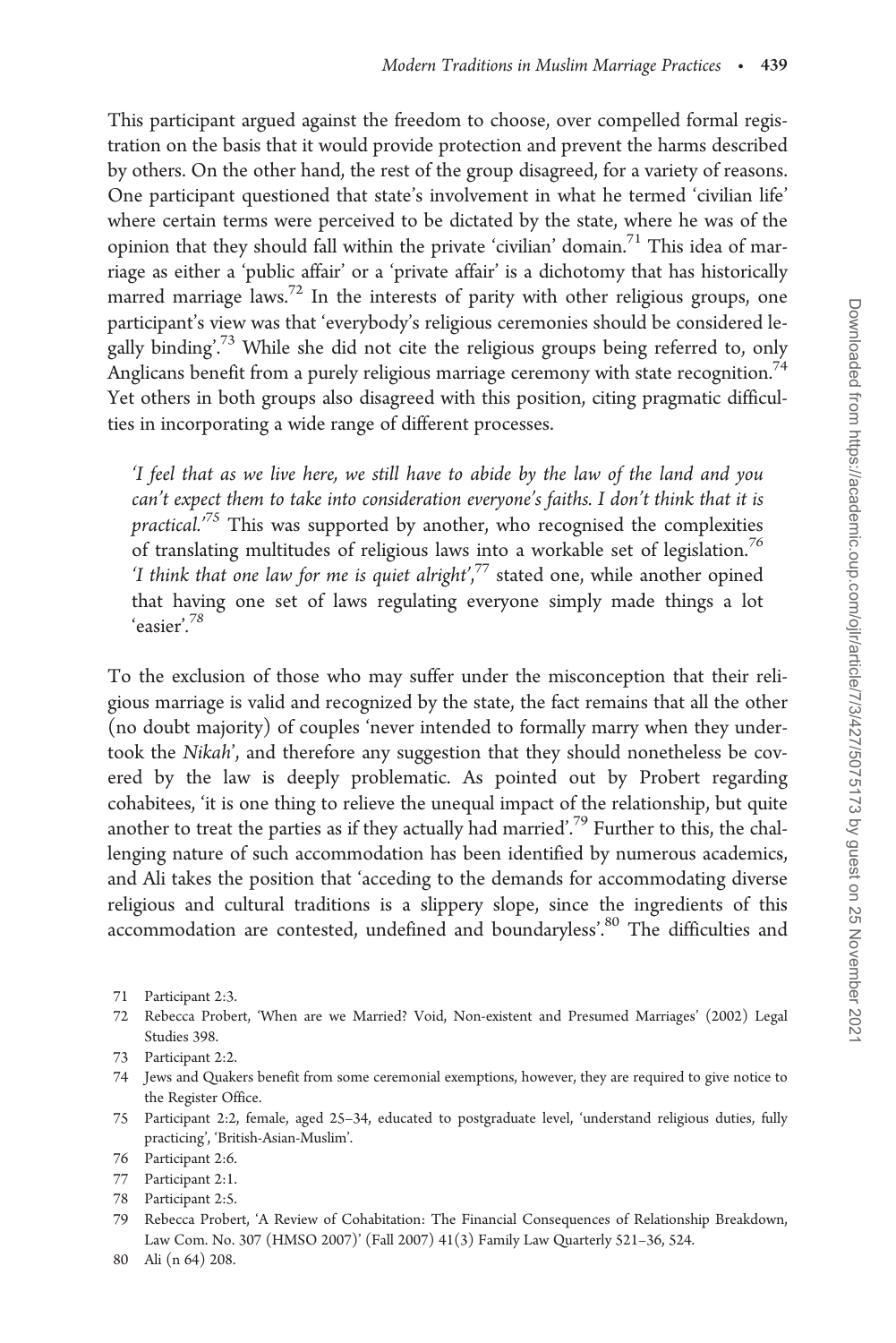This participant argued against the freedom to choose, over compelled formal registration on the basis that it would provide protection and prevent the harms described by others. On the other hand, the rest of the group disagreed, for a variety of reasons. One participant questioned that state's involvement in what he termed 'civilian life' where certain terms were perceived to be dictated by the state, where he was of the opinion that they should fall within the private 'civilian' domain.[71] This idea of marriage as either a 'public affair' or a 'private affair' is a dichotomy that has historically marred marriage laws.[72] In the interests of parity with other religious groups, one participant's view was that 'everybody's religious ceremonies should be considered legally binding'.[73] While she did not cite the religious groups being referred to, only Anglicans benefit from a purely religious marriage ceremony with state recognition.[74] Yet others in both groups also disagreed with this position, citing pragmatic difficulties in incorporating a wide range of different processes.

> *'I feel that as we live here, we still have to abide by the law of the land and you can't expect them to take into consideration everyone's faiths. I don't think that it is practical.'*[75] This was supported by another, who recognised the complexities of translating multitudes of religious laws into a workable set of legislation.[76] *'I think that one law for me is quiet alright'*,[77] stated one, while another opined that having one set of laws regulating everyone simply made things a lot 'easier'.[78]

To the exclusion of those who may suffer under the misconception that their religious marriage is valid and recognized by the state, the fact remains that all the other (no doubt majority) of couples 'never intended to formally marry when they undertook the *Nikah*', and therefore any suggestion that they should nonetheless be covered by the law is deeply problematic. As pointed out by Probert regarding cohabitees, 'it is one thing to relieve the unequal impact of the relationship, but quite another to treat the parties as if they actually had married'.[79] Further to this, the challenging nature of such accommodation has been identified by numerous academics, and Ali takes the position that 'acceding to the demands for accommodating diverse religious and cultural traditions is a slippery slope, since the ingredients of this accommodation are contested, undefined and boundaryless'.[80] The difficulties and

71 Participant 2:3.

72 Rebecca Probert, 'When are we Married? Void, Non-existent and Presumed Marriages' (2002) Legal Studies 398.

73 Participant 2:2.

74 Jews and Quakers benefit from some ceremonial exemptions, however, they are required to give notice to the Register Office.

75 Participant 2:2, female, aged 25–34, educated to postgraduate level, 'understand religious duties, fully practicing', 'British-Asian-Muslim'.

76 Participant 2:6.

77 Participant 2:1.

78 Participant 2:5.

79 Rebecca Probert, 'A Review of Cohabitation: The Financial Consequences of Relationship Breakdown, Law Com. No. 307 (HMSO 2007)' (Fall 2007) 41(3) Family Law Quarterly 521–36, 524.

80 Ali (n 64) 208.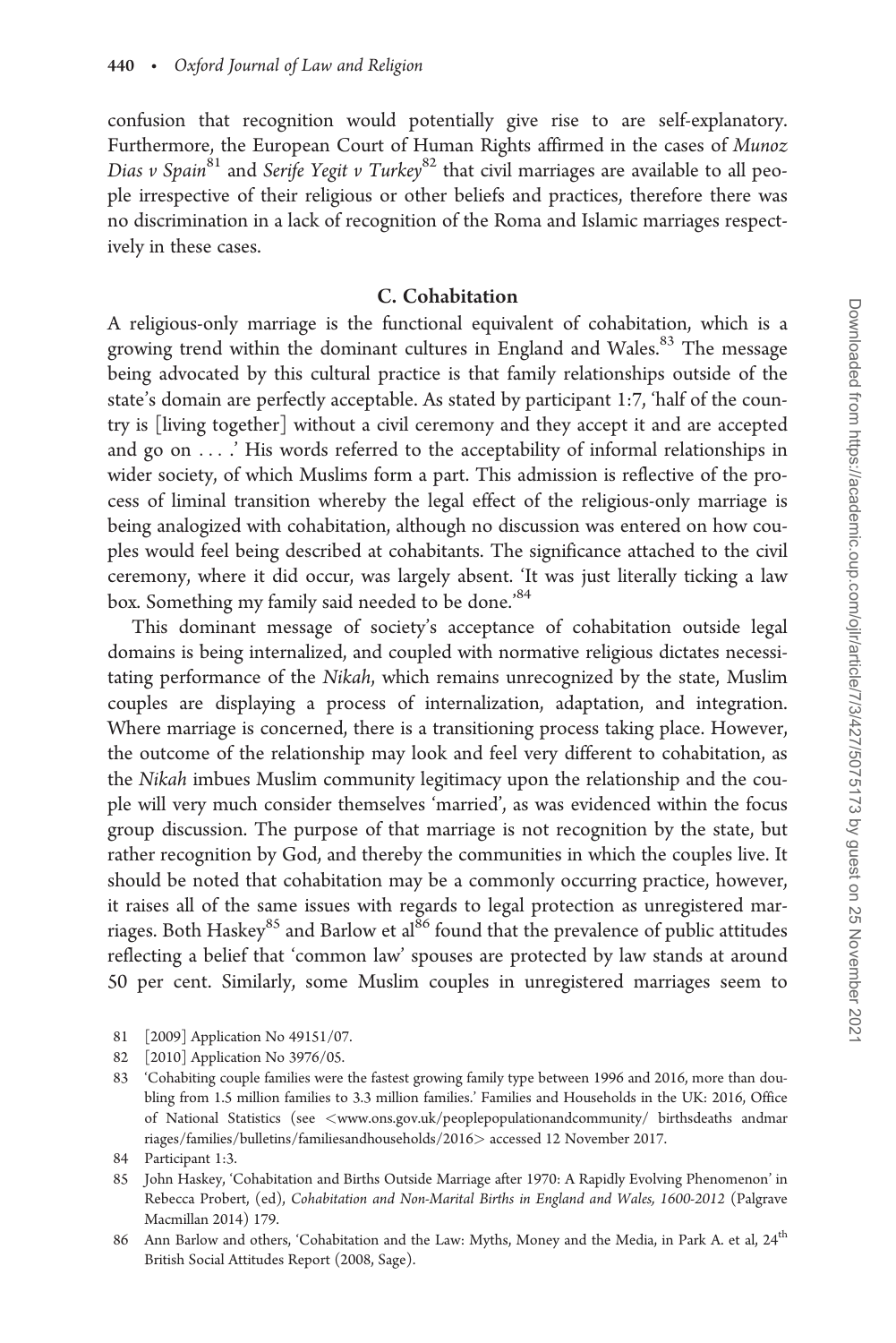confusion that recognition would potentially give rise to are self-explanatory. Furthermore, the European Court of Human Rights affirmed in the cases of *Munoz Dias v Spain*[81] and *Serife Yegit v Turkey*[82] that civil marriages are available to all people irrespective of their religious or other beliefs and practices, therefore there was no discrimination in a lack of recognition of the Roma and Islamic marriages respectively in these cases.

### C. Cohabitation

A religious-only marriage is the functional equivalent of cohabitation, which is a growing trend within the dominant cultures in England and Wales.[83] The message being advocated by this cultural practice is that family relationships outside of the state's domain are perfectly acceptable. As stated by participant 1:7, 'half of the country is [living together] without a civil ceremony and they accept it and are accepted and go on . . . .' His words referred to the acceptability of informal relationships in wider society, of which Muslims form a part. This admission is reflective of the process of liminal transition whereby the legal effect of the religious-only marriage is being analogized with cohabitation, although no discussion was entered on how couples would feel being described at cohabitants. The significance attached to the civil ceremony, where it did occur, was largely absent. 'It was just literally ticking a law box. Something my family said needed to be done.'[84]

This dominant message of society's acceptance of cohabitation outside legal domains is being internalized, and coupled with normative religious dictates necessitating performance of the *Nikah*, which remains unrecognized by the state, Muslim couples are displaying a process of internalization, adaptation, and integration. Where marriage is concerned, there is a transitioning process taking place. However, the outcome of the relationship may look and feel very different to cohabitation, as the *Nikah* imbues Muslim community legitimacy upon the relationship and the couple will very much consider themselves 'married', as was evidenced within the focus group discussion. The purpose of that marriage is not recognition by the state, but rather recognition by God, and thereby the communities in which the couples live. It should be noted that cohabitation may be a commonly occurring practice, however, it raises all of the same issues with regards to legal protection as unregistered marriages. Both Haskey[85] and Barlow et al[86] found that the prevalence of public attitudes reflecting a belief that 'common law' spouses are protected by law stands at around 50 per cent. Similarly, some Muslim couples in unregistered marriages seem to

81 [2009] Application No 49151/07.

82 [2010] Application No 3976/05.

83 'Cohabiting couple families were the fastest growing family type between 1996 and 2016, more than doubling from 1.5 million families to 3.3 million families.' Families and Households in the UK: 2016, Office of National Statistics (see <www.ons.gov.uk/peoplepopulationandcommunity/ birthsdeaths andmarriages/families/bulletins/familiesandhouseholds/2016> accessed 12 November 2017.

84 Participant 1:3.

85 John Haskey, 'Cohabitation and Births Outside Marriage after 1970: A Rapidly Evolving Phenomenon' in Rebecca Probert, (ed), *Cohabitation and Non-Marital Births in England and Wales, 1600-2012* (Palgrave Macmillan 2014) 179.

86 Ann Barlow and others, 'Cohabitation and the Law: Myths, Money and the Media, in Park A. et al, 24th British Social Attitudes Report (2008, Sage).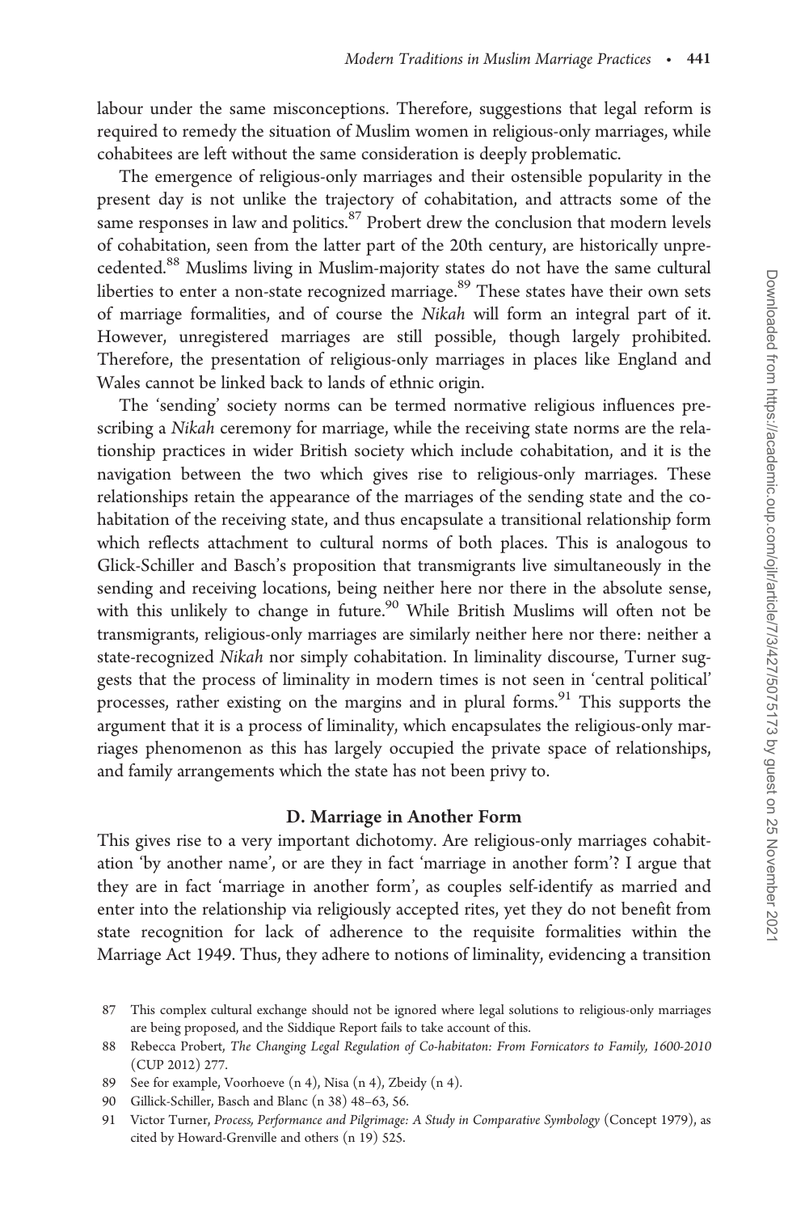labour under the same misconceptions. Therefore, suggestions that legal reform is required to remedy the situation of Muslim women in religious-only marriages, while cohabitees are left without the same consideration is deeply problematic.

The emergence of religious-only marriages and their ostensible popularity in the present day is not unlike the trajectory of cohabitation, and attracts some of the same responses in law and politics.[87] Probert drew the conclusion that modern levels of cohabitation, seen from the latter part of the 20th century, are historically unprecedented.[88] Muslims living in Muslim-majority states do not have the same cultural liberties to enter a non-state recognized marriage.[89] These states have their own sets of marriage formalities, and of course the *Nikah* will form an integral part of it. However, unregistered marriages are still possible, though largely prohibited. Therefore, the presentation of religious-only marriages in places like England and Wales cannot be linked back to lands of ethnic origin.

The 'sending' society norms can be termed normative religious influences prescribing a *Nikah* ceremony for marriage, while the receiving state norms are the relationship practices in wider British society which include cohabitation, and it is the navigation between the two which gives rise to religious-only marriages. These relationships retain the appearance of the marriages of the sending state and the cohabitation of the receiving state, and thus encapsulate a transitional relationship form which reflects attachment to cultural norms of both places. This is analogous to Glick-Schiller and Basch's proposition that transmigrants live simultaneously in the sending and receiving locations, being neither here nor there in the absolute sense, with this unlikely to change in future.[90] While British Muslims will often not be transmigrants, religious-only marriages are similarly neither here nor there: neither a state-recognized *Nikah* nor simply cohabitation. In liminality discourse, Turner suggests that the process of liminality in modern times is not seen in 'central political' processes, rather existing on the margins and in plural forms.[91] This supports the argument that it is a process of liminality, which encapsulates the religious-only marriages phenomenon as this has largely occupied the private space of relationships, and family arrangements which the state has not been privy to.

### D. Marriage in Another Form

This gives rise to a very important dichotomy. Are religious-only marriages cohabitation 'by another name', or are they in fact 'marriage in another form'? I argue that they are in fact 'marriage in another form', as couples self-identify as married and enter into the relationship via religiously accepted rites, yet they do not benefit from state recognition for lack of adherence to the requisite formalities within the Marriage Act 1949. Thus, they adhere to notions of liminality, evidencing a transition

87 This complex cultural exchange should not be ignored where legal solutions to religious-only marriages are being proposed, and the Siddique Report fails to take account of this.

88 Rebecca Probert, *The Changing Legal Regulation of Co-habitaton: From Fornicators to Family, 1600-2010* (CUP 2012) 277.

89 See for example, Voorhoeve (n 4), Nisa (n 4), Zbeidy (n 4).

90 Gillick-Schiller, Basch and Blanc (n 38) 48–63, 56.

91 Victor Turner, *Process, Performance and Pilgrimage: A Study in Comparative Symbology* (Concept 1979), as cited by Howard-Grenville and others (n 19) 525.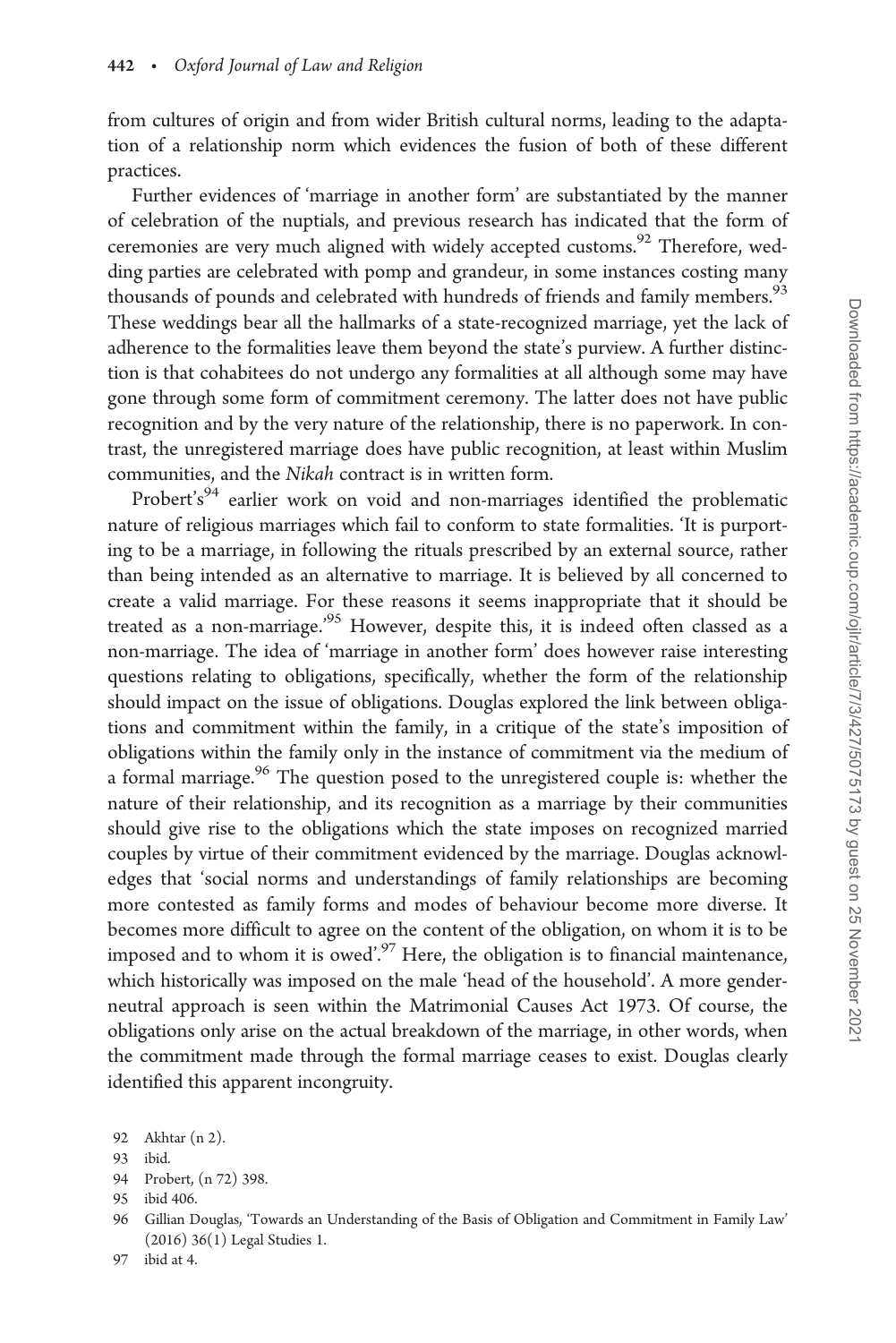from cultures of origin and from wider British cultural norms, leading to the adaptation of a relationship norm which evidences the fusion of both of these different practices.

Further evidences of 'marriage in another form' are substantiated by the manner of celebration of the nuptials, and previous research has indicated that the form of ceremonies are very much aligned with widely accepted customs.[92] Therefore, wedding parties are celebrated with pomp and grandeur, in some instances costing many thousands of pounds and celebrated with hundreds of friends and family members.[93] These weddings bear all the hallmarks of a state-recognized marriage, yet the lack of adherence to the formalities leave them beyond the state's purview. A further distinction is that cohabitees do not undergo any formalities at all although some may have gone through some form of commitment ceremony. The latter does not have public recognition and by the very nature of the relationship, there is no paperwork. In contrast, the unregistered marriage does have public recognition, at least within Muslim communities, and the *Nikah* contract is in written form.

Probert's[94] earlier work on void and non-marriages identified the problematic nature of religious marriages which fail to conform to state formalities. 'It is purporting to be a marriage, in following the rituals prescribed by an external source, rather than being intended as an alternative to marriage. It is believed by all concerned to create a valid marriage. For these reasons it seems inappropriate that it should be treated as a non-marriage.'[95] However, despite this, it is indeed often classed as a non-marriage. The idea of 'marriage in another form' does however raise interesting questions relating to obligations, specifically, whether the form of the relationship should impact on the issue of obligations. Douglas explored the link between obligations and commitment within the family, in a critique of the state's imposition of obligations within the family only in the instance of commitment via the medium of a formal marriage.[96] The question posed to the unregistered couple is: whether the nature of their relationship, and its recognition as a marriage by their communities should give rise to the obligations which the state imposes on recognized married couples by virtue of their commitment evidenced by the marriage. Douglas acknowledges that 'social norms and understandings of family relationships are becoming more contested as family forms and modes of behaviour become more diverse. It becomes more difficult to agree on the content of the obligation, on whom it is to be imposed and to whom it is owed'.[97] Here, the obligation is to financial maintenance, which historically was imposed on the male 'head of the household'. A more gender-neutral approach is seen within the Matrimonial Causes Act 1973. Of course, the obligations only arise on the actual breakdown of the marriage, in other words, when the commitment made through the formal marriage ceases to exist. Douglas clearly identified this apparent incongruity.

92 Akhtar (n 2).

93 ibid.

94 Probert, (n 72) 398.

95 ibid 406.

96 Gillian Douglas, 'Towards an Understanding of the Basis of Obligation and Commitment in Family Law' (2016) 36(1) Legal Studies 1.

97 ibid at 4.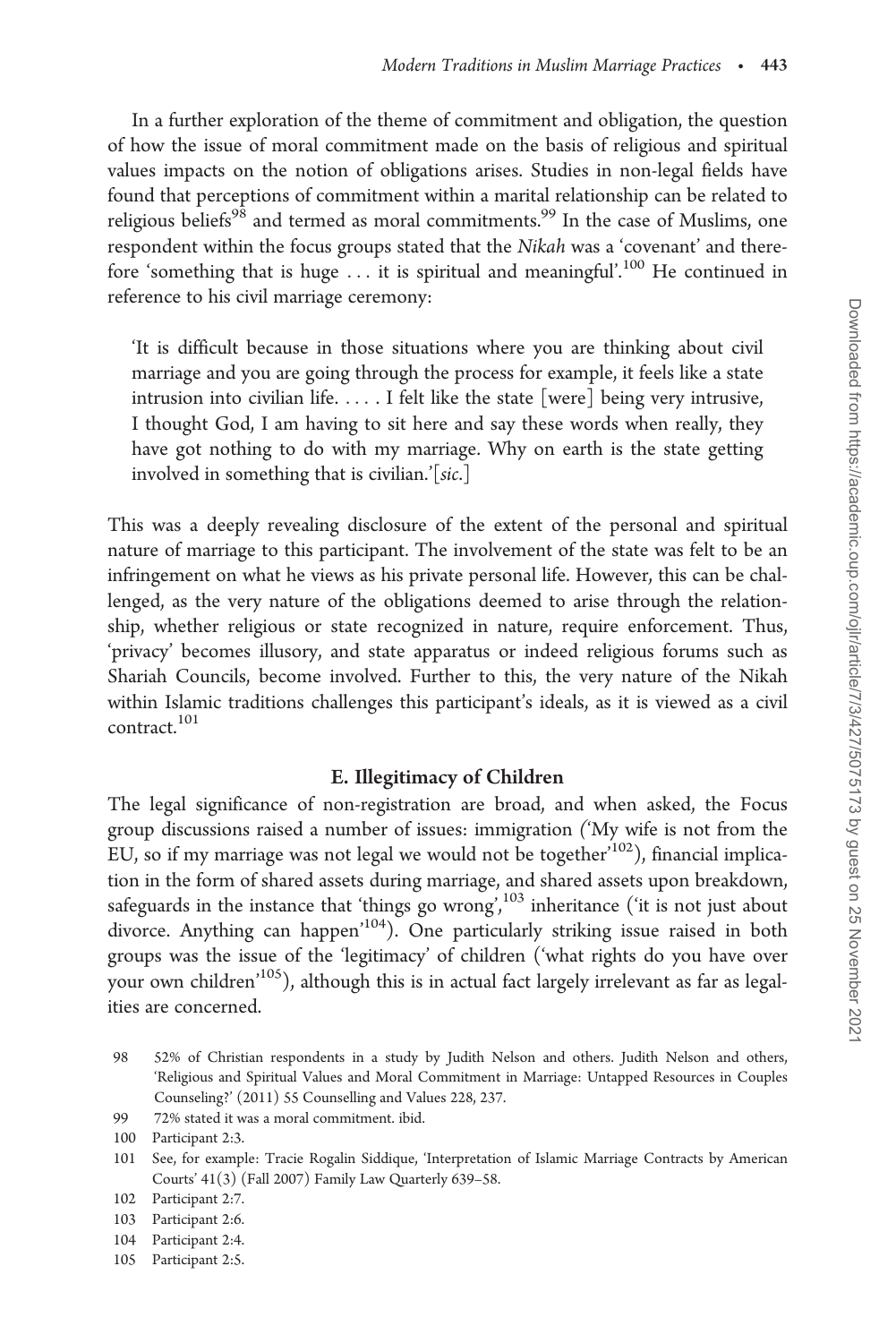In a further exploration of the theme of commitment and obligation, the question of how the issue of moral commitment made on the basis of religious and spiritual values impacts on the notion of obligations arises. Studies in non-legal fields have found that perceptions of commitment within a marital relationship can be related to religious beliefs[98] and termed as moral commitments.[99] In the case of Muslims, one respondent within the focus groups stated that the *Nikah* was a 'covenant' and therefore 'something that is huge . . . it is spiritual and meaningful'.[100] He continued in reference to his civil marriage ceremony:

> 'It is difficult because in those situations where you are thinking about civil marriage and you are going through the process for example, it feels like a state intrusion into civilian life. . . . . I felt like the state [were] being very intrusive, I thought God, I am having to sit here and say these words when really, they have got nothing to do with my marriage. Why on earth is the state getting involved in something that is civilian.'[*sic*.]

This was a deeply revealing disclosure of the extent of the personal and spiritual nature of marriage to this participant. The involvement of the state was felt to be an infringement on what he views as his private personal life. However, this can be challenged, as the very nature of the obligations deemed to arise through the relationship, whether religious or state recognized in nature, require enforcement. Thus, 'privacy' becomes illusory, and state apparatus or indeed religious forums such as Shariah Councils, become involved. Further to this, the very nature of the Nikah within Islamic traditions challenges this participant's ideals, as it is viewed as a civil contract.[101]

### E. Illegitimacy of Children

The legal significance of non-registration are broad, and when asked, the Focus group discussions raised a number of issues: immigration ('My wife is not from the EU, so if my marriage was not legal we would not be together'[102]), financial implication in the form of shared assets during marriage, and shared assets upon breakdown, safeguards in the instance that 'things go wrong',[103] inheritance ('it is not just about divorce. Anything can happen'[104]). One particularly striking issue raised in both groups was the issue of the 'legitimacy' of children ('what rights do you have over your own children'[105]), although this is in actual fact largely irrelevant as far as legalities are concerned.

98 52% of Christian respondents in a study by Judith Nelson and others. Judith Nelson and others, 'Religious and Spiritual Values and Moral Commitment in Marriage: Untapped Resources in Couples Counseling?' (2011) 55 Counselling and Values 228, 237.

99 72% stated it was a moral commitment. ibid.

100 Participant 2:3.

101 See, for example: Tracie Rogalin Siddique, 'Interpretation of Islamic Marriage Contracts by American Courts' 41(3) (Fall 2007) Family Law Quarterly 639–58.

102 Participant 2:7.

103 Participant 2:6.

104 Participant 2:4.

105 Participant 2:5.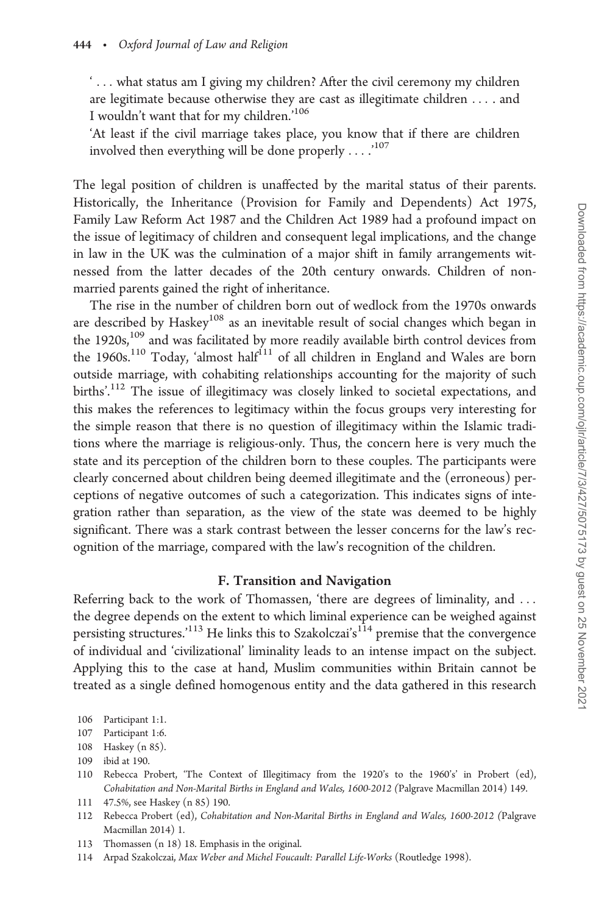'... what status am I giving my children? After the civil ceremony my children are legitimate because otherwise they are cast as illegitimate children .... and I wouldn't want that for my children.'[106]

'At least if the civil marriage takes place, you know that if there are children involved then everything will be done properly ....'[107]

The legal position of children is unaffected by the marital status of their parents. Historically, the Inheritance (Provision for Family and Dependents) Act 1975, Family Law Reform Act 1987 and the Children Act 1989 had a profound impact on the issue of legitimacy of children and consequent legal implications, and the change in law in the UK was the culmination of a major shift in family arrangements witnessed from the latter decades of the 20th century onwards. Children of non-married parents gained the right of inheritance.

The rise in the number of children born out of wedlock from the 1970s onwards are described by Haskey[108] as an inevitable result of social changes which began in the 1920s,[109] and was facilitated by more readily available birth control devices from the 1960s.[110] Today, 'almost half[111] of all children in England and Wales are born outside marriage, with cohabiting relationships accounting for the majority of such births'.[112] The issue of illegitimacy was closely linked to societal expectations, and this makes the references to legitimacy within the focus groups very interesting for the simple reason that there is no question of illegitimacy within the Islamic traditions where the marriage is religious-only. Thus, the concern here is very much the state and its perception of the children born to these couples. The participants were clearly concerned about children being deemed illegitimate and the (erroneous) perceptions of negative outcomes of such a categorization. This indicates signs of integration rather than separation, as the view of the state was deemed to be highly significant. There was a stark contrast between the lesser concerns for the law's recognition of the marriage, compared with the law's recognition of the children.

### F. Transition and Navigation

Referring back to the work of Thomassen, 'there are degrees of liminality, and ... the degree depends on the extent to which liminal experience can be weighed against persisting structures.'[113] He links this to Szakolczai's[114] premise that the convergence of individual and 'civilizational' liminality leads to an intense impact on the subject. Applying this to the case at hand, Muslim communities within Britain cannot be treated as a single defined homogenous entity and the data gathered in this research

106 Participant 1:1.

107 Participant 1:6.

108 Haskey (n 85).

109 ibid at 190.

110 Rebecca Probert, 'The Context of Illegitimacy from the 1920's to the 1960's' in Probert (ed), *Cohabitation and Non-Marital Births in England and Wales, 1600-2012* (Palgrave Macmillan 2014) 149.

111 47.5%, see Haskey (n 85) 190.

112 Rebecca Probert (ed), *Cohabitation and Non-Marital Births in England and Wales, 1600-2012* (Palgrave Macmillan 2014) 1.

113 Thomassen (n 18) 18. Emphasis in the original.

114 Arpad Szakolczai, *Max Weber and Michel Foucault: Parallel Life-Works* (Routledge 1998).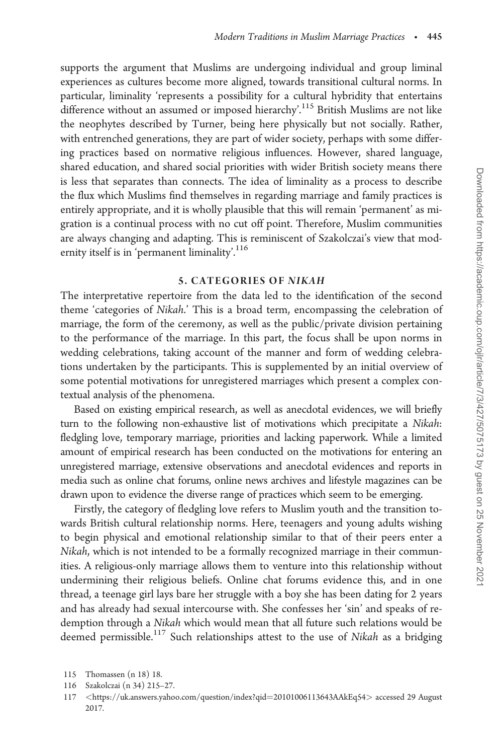supports the argument that Muslims are undergoing individual and group liminal experiences as cultures become more aligned, towards transitional cultural norms. In particular, liminality 'represents a possibility for a cultural hybridity that entertains difference without an assumed or imposed hierarchy'.[115] British Muslims are not like the neophytes described by Turner, being here physically but not socially. Rather, with entrenched generations, they are part of wider society, perhaps with some differing practices based on normative religious influences. However, shared language, shared education, and shared social priorities with wider British society means there is less that separates than connects. The idea of liminality as a process to describe the flux which Muslims find themselves in regarding marriage and family practices is entirely appropriate, and it is wholly plausible that this will remain 'permanent' as migration is a continual process with no cut off point. Therefore, Muslim communities are always changing and adapting. This is reminiscent of Szakolczai's view that modernity itself is in 'permanent liminality'.[116]

## 5. CATEGORIES OF *NIKAH*

The interpretative repertoire from the data led to the identification of the second theme 'categories of *Nikah*.' This is a broad term, encompassing the celebration of marriage, the form of the ceremony, as well as the public/private division pertaining to the performance of the marriage. In this part, the focus shall be upon norms in wedding celebrations, taking account of the manner and form of wedding celebrations undertaken by the participants. This is supplemented by an initial overview of some potential motivations for unregistered marriages which present a complex contextual analysis of the phenomena.

Based on existing empirical research, as well as anecdotal evidences, we will briefly turn to the following non-exhaustive list of motivations which precipitate a *Nikah*: fledgling love, temporary marriage, priorities and lacking paperwork. While a limited amount of empirical research has been conducted on the motivations for entering an unregistered marriage, extensive observations and anecdotal evidences and reports in media such as online chat forums, online news archives and lifestyle magazines can be drawn upon to evidence the diverse range of practices which seem to be emerging.

Firstly, the category of fledgling love refers to Muslim youth and the transition towards British cultural relationship norms. Here, teenagers and young adults wishing to begin physical and emotional relationship similar to that of their peers enter a *Nikah*, which is not intended to be a formally recognized marriage in their communities. A religious-only marriage allows them to venture into this relationship without undermining their religious beliefs. Online chat forums evidence this, and in one thread, a teenage girl lays bare her struggle with a boy she has been dating for 2 years and has already had sexual intercourse with. She confesses her 'sin' and speaks of redemption through a *Nikah* which would mean that all future such relations would be deemed permissible.[117] Such relationships attest to the use of *Nikah* as a bridging

115 Thomassen (n 18) 18.

116 Szakolczai (n 34) 215–27.

117 <https://uk.answers.yahoo.com/question/index?qid=20101006113643AAkEq54> accessed 29 August 2017.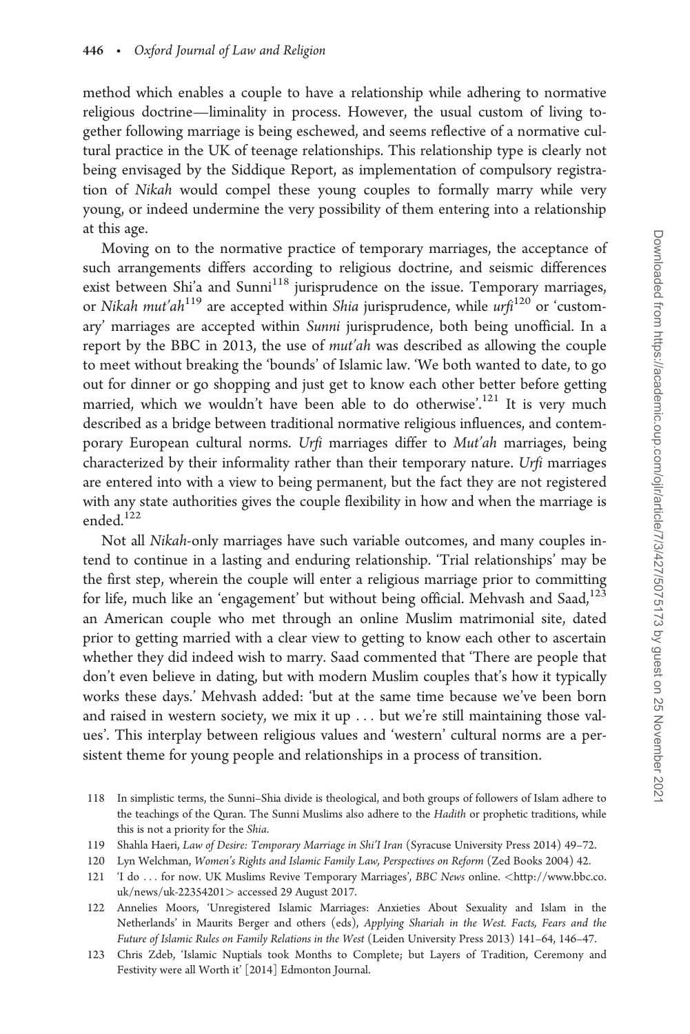method which enables a couple to have a relationship while adhering to normative religious doctrine—liminality in process. However, the usual custom of living together following marriage is being eschewed, and seems reflective of a normative cultural practice in the UK of teenage relationships. This relationship type is clearly not being envisaged by the Siddique Report, as implementation of compulsory registration of *Nikah* would compel these young couples to formally marry while very young, or indeed undermine the very possibility of them entering into a relationship at this age.

Moving on to the normative practice of temporary marriages, the acceptance of such arrangements differs according to religious doctrine, and seismic differences exist between Shi'a and Sunni[118] jurisprudence on the issue. Temporary marriages, or *Nikah mut'ah*[119] are accepted within *Shia* jurisprudence, while *urfi*[120] or 'customary' marriages are accepted within *Sunni* jurisprudence, both being unofficial. In a report by the BBC in 2013, the use of *mut'ah* was described as allowing the couple to meet without breaking the 'bounds' of Islamic law. 'We both wanted to date, to go out for dinner or go shopping and just get to know each other better before getting married, which we wouldn't have been able to do otherwise'.[121] It is very much described as a bridge between traditional normative religious influences, and contemporary European cultural norms. *Urfi* marriages differ to *Mut'ah* marriages, being characterized by their informality rather than their temporary nature. *Urfi* marriages are entered into with a view to being permanent, but the fact they are not registered with any state authorities gives the couple flexibility in how and when the marriage is ended.[122]

Not all *Nikah*-only marriages have such variable outcomes, and many couples intend to continue in a lasting and enduring relationship. 'Trial relationships' may be the first step, wherein the couple will enter a religious marriage prior to committing for life, much like an 'engagement' but without being official. Mehvash and Saad,[123] an American couple who met through an online Muslim matrimonial site, dated prior to getting married with a clear view to getting to know each other to ascertain whether they did indeed wish to marry. Saad commented that 'There are people that don't even believe in dating, but with modern Muslim couples that's how it typically works these days.' Mehvash added: 'but at the same time because we've been born and raised in western society, we mix it up ... but we're still maintaining those values'. This interplay between religious values and 'western' cultural norms are a persistent theme for young people and relationships in a process of transition.

118 In simplistic terms, the Sunni–Shia divide is theological, and both groups of followers of Islam adhere to the teachings of the Quran. The Sunni Muslims also adhere to the *Hadith* or prophetic traditions, while this is not a priority for the *Shia*.

119 Shahla Haeri, *Law of Desire: Temporary Marriage in Shi'I Iran* (Syracuse University Press 2014) 49–72.

120 Lyn Welchman, *Women's Rights and Islamic Family Law, Perspectives on Reform* (Zed Books 2004) 42.

121 'I do ... for now. UK Muslims Revive Temporary Marriages', *BBC News* online. <http://www.bbc.co.uk/news/uk-22354201> accessed 29 August 2017.

122 Annelies Moors, 'Unregistered Islamic Marriages: Anxieties About Sexuality and Islam in the Netherlands' in Maurits Berger and others (eds), *Applying Shariah in the West. Facts, Fears and the Future of Islamic Rules on Family Relations in the West* (Leiden University Press 2013) 141–64, 146–47.

123 Chris Zdeb, 'Islamic Nuptials took Months to Complete; but Layers of Tradition, Ceremony and Festivity were all Worth it' [2014] Edmonton Journal.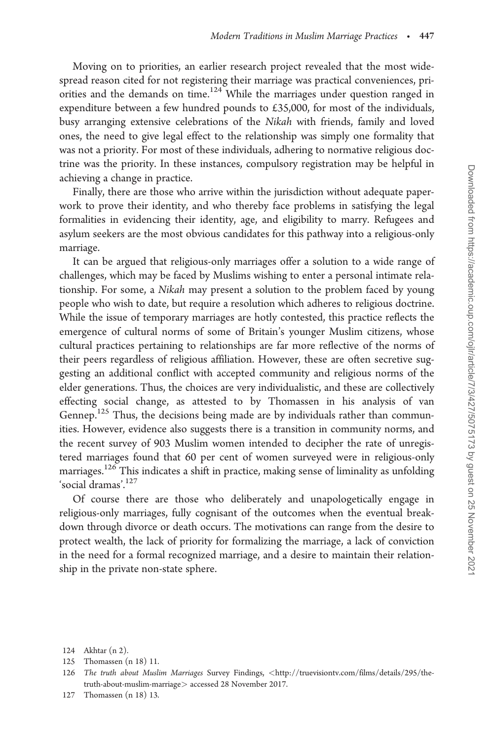Moving on to priorities, an earlier research project revealed that the most widespread reason cited for not registering their marriage was practical conveniences, priorities and the demands on time.[124] While the marriages under question ranged in expenditure between a few hundred pounds to £35,000, for most of the individuals, busy arranging extensive celebrations of the *Nikah* with friends, family and loved ones, the need to give legal effect to the relationship was simply one formality that was not a priority. For most of these individuals, adhering to normative religious doctrine was the priority. In these instances, compulsory registration may be helpful in achieving a change in practice.

Finally, there are those who arrive within the jurisdiction without adequate paperwork to prove their identity, and who thereby face problems in satisfying the legal formalities in evidencing their identity, age, and eligibility to marry. Refugees and asylum seekers are the most obvious candidates for this pathway into a religious-only marriage.

It can be argued that religious-only marriages offer a solution to a wide range of challenges, which may be faced by Muslims wishing to enter a personal intimate relationship. For some, a *Nikah* may present a solution to the problem faced by young people who wish to date, but require a resolution which adheres to religious doctrine. While the issue of temporary marriages are hotly contested, this practice reflects the emergence of cultural norms of some of Britain's younger Muslim citizens, whose cultural practices pertaining to relationships are far more reflective of the norms of their peers regardless of religious affiliation. However, these are often secretive suggesting an additional conflict with accepted community and religious norms of the elder generations. Thus, the choices are very individualistic, and these are collectively effecting social change, as attested to by Thomassen in his analysis of van Gennep.[125] Thus, the decisions being made are by individuals rather than communities. However, evidence also suggests there is a transition in community norms, and the recent survey of 903 Muslim women intended to decipher the rate of unregistered marriages found that 60 per cent of women surveyed were in religious-only marriages.[126] This indicates a shift in practice, making sense of liminality as unfolding 'social dramas'.[127]

Of course there are those who deliberately and unapologetically engage in religious-only marriages, fully cognisant of the outcomes when the eventual breakdown through divorce or death occurs. The motivations can range from the desire to protect wealth, the lack of priority for formalizing the marriage, a lack of conviction in the need for a formal recognized marriage, and a desire to maintain their relationship in the private non-state sphere.

124 Akhtar (n 2).

125 Thomassen (n 18) 11.

126 *The truth about Muslim Marriages* Survey Findings, <http://truevisiontv.com/films/details/295/the-truth-about-muslim-marriage> accessed 28 November 2017.

127 Thomassen (n 18) 13.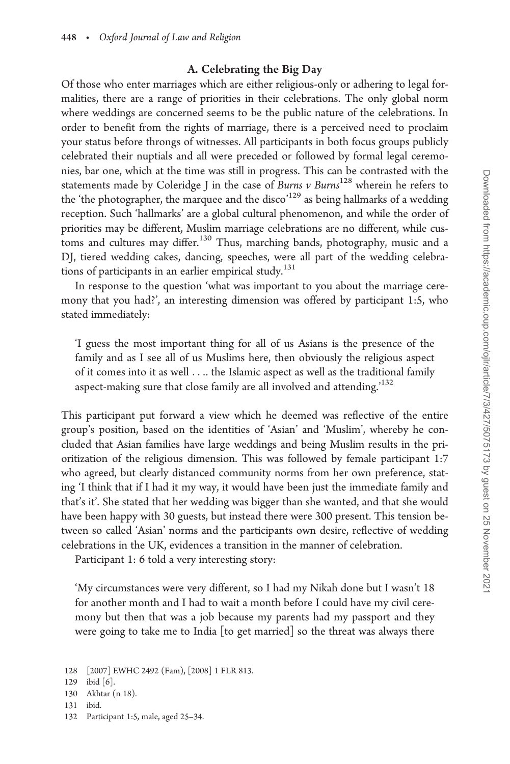### A. Celebrating the Big Day

Of those who enter marriages which are either religious-only or adhering to legal formalities, there are a range of priorities in their celebrations. The only global norm where weddings are concerned seems to be the public nature of the celebrations. In order to benefit from the rights of marriage, there is a perceived need to proclaim your status before throngs of witnesses. All participants in both focus groups publicly celebrated their nuptials and all were preceded or followed by formal legal ceremonies, bar one, which at the time was still in progress. This can be contrasted with the statements made by Coleridge J in the case of *Burns v Burns*[128] wherein he refers to the 'the photographer, the marquee and the disco'[129] as being hallmarks of a wedding reception. Such 'hallmarks' are a global cultural phenomenon, and while the order of priorities may be different, Muslim marriage celebrations are no different, while customs and cultures may differ.[130] Thus, marching bands, photography, music and a DJ, tiered wedding cakes, dancing, speeches, were all part of the wedding celebrations of participants in an earlier empirical study.[131]

In response to the question 'what was important to you about the marriage ceremony that you had?', an interesting dimension was offered by participant 1:5, who stated immediately:

> 'I guess the most important thing for all of us Asians is the presence of the family and as I see all of us Muslims here, then obviously the religious aspect of it comes into it as well . . .. the Islamic aspect as well as the traditional family aspect-making sure that close family are all involved and attending.'[132]

This participant put forward a view which he deemed was reflective of the entire group's position, based on the identities of 'Asian' and 'Muslim', whereby he concluded that Asian families have large weddings and being Muslim results in the prioritization of the religious dimension. This was followed by female participant 1:7 who agreed, but clearly distanced community norms from her own preference, stating 'I think that if I had it my way, it would have been just the immediate family and that's it'. She stated that her wedding was bigger than she wanted, and that she would have been happy with 30 guests, but instead there were 300 present. This tension between so called 'Asian' norms and the participants own desire, reflective of wedding celebrations in the UK, evidences a transition in the manner of celebration.

Participant 1: 6 told a very interesting story:

> 'My circumstances were very different, so I had my Nikah done but I wasn't 18 for another month and I had to wait a month before I could have my civil ceremony but then that was a job because my parents had my passport and they were going to take me to India [to get married] so the threat was always there

---

128 [2007] EWHC 2492 (Fam), [2008] 1 FLR 813.

129 ibid [6].

130 Akhtar (n 18).

131 ibid.

132 Participant 1:5, male, aged 25–34.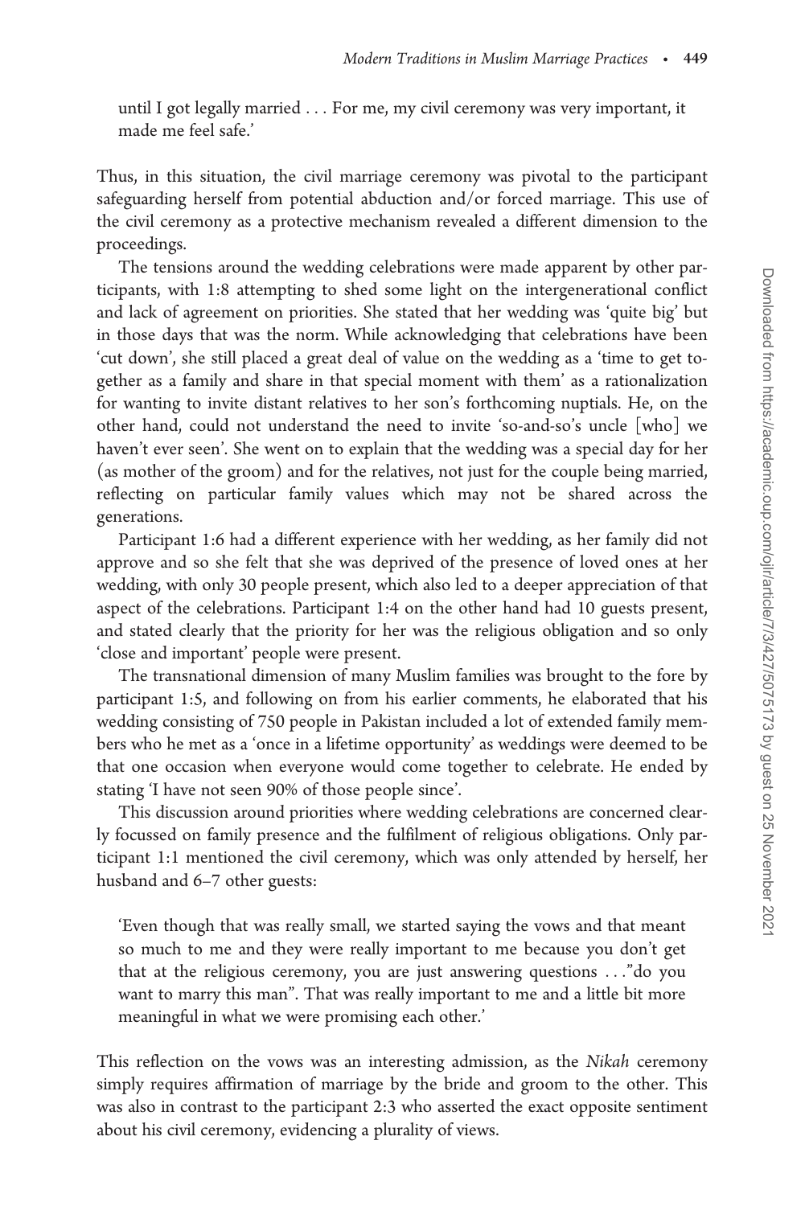until I got legally married . . . For me, my civil ceremony was very important, it made me feel safe.'

Thus, in this situation, the civil marriage ceremony was pivotal to the participant safeguarding herself from potential abduction and/or forced marriage. This use of the civil ceremony as a protective mechanism revealed a different dimension to the proceedings.

The tensions around the wedding celebrations were made apparent by other participants, with 1:8 attempting to shed some light on the intergenerational conflict and lack of agreement on priorities. She stated that her wedding was 'quite big' but in those days that was the norm. While acknowledging that celebrations have been 'cut down', she still placed a great deal of value on the wedding as a 'time to get together as a family and share in that special moment with them' as a rationalization for wanting to invite distant relatives to her son's forthcoming nuptials. He, on the other hand, could not understand the need to invite 'so-and-so's uncle [who] we haven't ever seen'. She went on to explain that the wedding was a special day for her (as mother of the groom) and for the relatives, not just for the couple being married, reflecting on particular family values which may not be shared across the generations.

Participant 1:6 had a different experience with her wedding, as her family did not approve and so she felt that she was deprived of the presence of loved ones at her wedding, with only 30 people present, which also led to a deeper appreciation of that aspect of the celebrations. Participant 1:4 on the other hand had 10 guests present, and stated clearly that the priority for her was the religious obligation and so only 'close and important' people were present.

The transnational dimension of many Muslim families was brought to the fore by participant 1:5, and following on from his earlier comments, he elaborated that his wedding consisting of 750 people in Pakistan included a lot of extended family members who he met as a 'once in a lifetime opportunity' as weddings were deemed to be that one occasion when everyone would come together to celebrate. He ended by stating 'I have not seen 90% of those people since'.

This discussion around priorities where wedding celebrations are concerned clearly focussed on family presence and the fulfilment of religious obligations. Only participant 1:1 mentioned the civil ceremony, which was only attended by herself, her husband and 6–7 other guests:

> 'Even though that was really small, we started saying the vows and that meant so much to me and they were really important to me because you don't get that at the religious ceremony, you are just answering questions . . ."do you want to marry this man". That was really important to me and a little bit more meaningful in what we were promising each other.'

This reflection on the vows was an interesting admission, as the *Nikah* ceremony simply requires affirmation of marriage by the bride and groom to the other. This was also in contrast to the participant 2:3 who asserted the exact opposite sentiment about his civil ceremony, evidencing a plurality of views.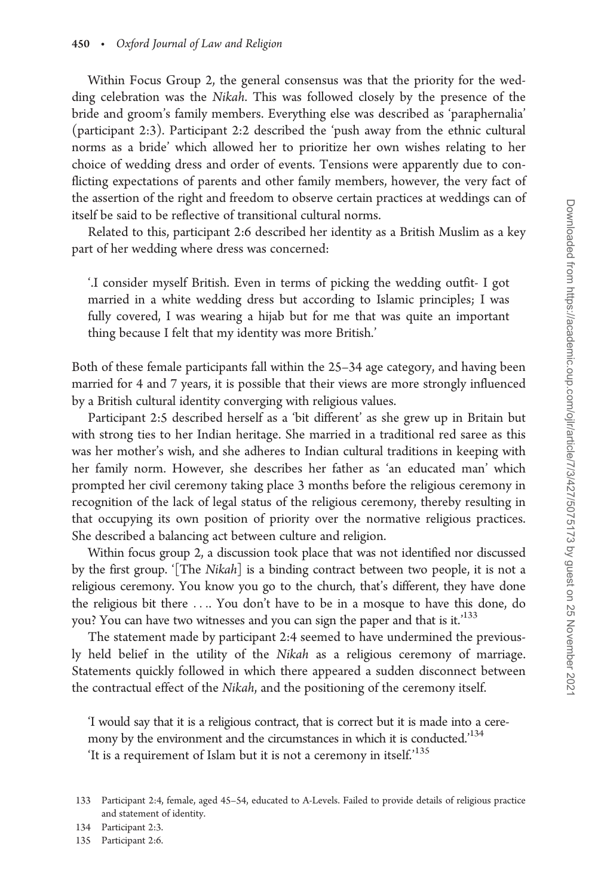Within Focus Group 2, the general consensus was that the priority for the wedding celebration was the *Nikah*. This was followed closely by the presence of the bride and groom's family members. Everything else was described as 'paraphernalia' (participant 2:3). Participant 2:2 described the 'push away from the ethnic cultural norms as a bride' which allowed her to prioritize her own wishes relating to her choice of wedding dress and order of events. Tensions were apparently due to conflicting expectations of parents and other family members, however, the very fact of the assertion of the right and freedom to observe certain practices at weddings can of itself be said to be reflective of transitional cultural norms.

Related to this, participant 2:6 described her identity as a British Muslim as a key part of her wedding where dress was concerned:

> '.I consider myself British. Even in terms of picking the wedding outfit- I got married in a white wedding dress but according to Islamic principles; I was fully covered, I was wearing a hijab but for me that was quite an important thing because I felt that my identity was more British.'

Both of these female participants fall within the 25–34 age category, and having been married for 4 and 7 years, it is possible that their views are more strongly influenced by a British cultural identity converging with religious values.

Participant 2:5 described herself as a 'bit different' as she grew up in Britain but with strong ties to her Indian heritage. She married in a traditional red saree as this was her mother's wish, and she adheres to Indian cultural traditions in keeping with her family norm. However, she describes her father as 'an educated man' which prompted her civil ceremony taking place 3 months before the religious ceremony in recognition of the lack of legal status of the religious ceremony, thereby resulting in that occupying its own position of priority over the normative religious practices. She described a balancing act between culture and religion.

Within focus group 2, a discussion took place that was not identified nor discussed by the first group. '[The *Nikah*] is a binding contract between two people, it is not a religious ceremony. You know you go to the church, that's different, they have done the religious bit there . . .. You don't have to be in a mosque to have this done, do you? You can have two witnesses and you can sign the paper and that is it.'[133]

The statement made by participant 2:4 seemed to have undermined the previously held belief in the utility of the *Nikah* as a religious ceremony of marriage. Statements quickly followed in which there appeared a sudden disconnect between the contractual effect of the *Nikah*, and the positioning of the ceremony itself.

> 'I would say that it is a religious contract, that is correct but it is made into a ceremony by the environment and the circumstances in which it is conducted.'[134]
> 'It is a requirement of Islam but it is not a ceremony in itself.'[135]

---

133 Participant 2:4, female, aged 45–54, educated to A-Levels. Failed to provide details of religious practice and statement of identity.

134 Participant 2:3.

135 Participant 2:6.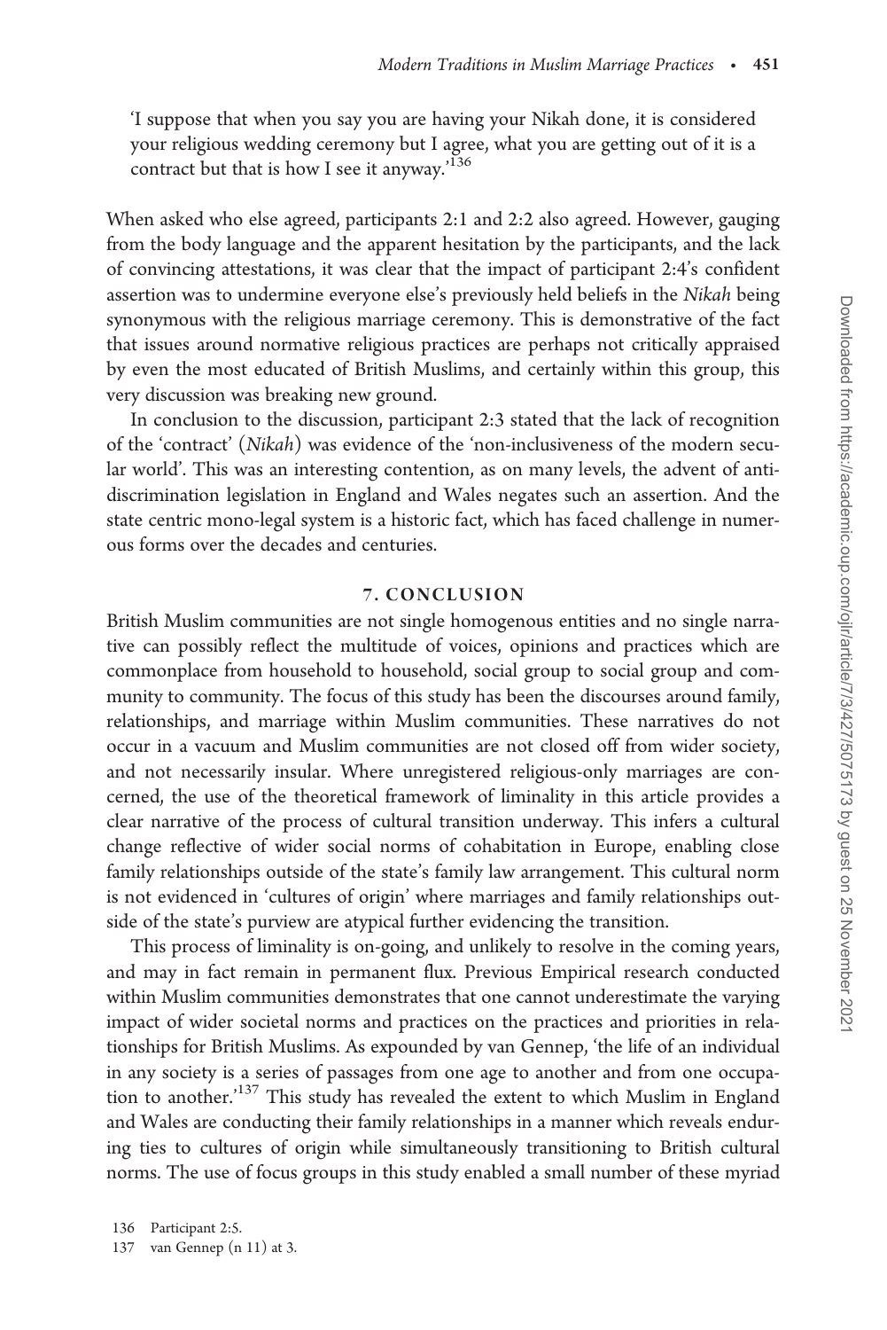'I suppose that when you say you are having your Nikah done, it is considered your religious wedding ceremony but I agree, what you are getting out of it is a contract but that is how I see it anyway.'[136]

When asked who else agreed, participants 2:1 and 2:2 also agreed. However, gauging from the body language and the apparent hesitation by the participants, and the lack of convincing attestations, it was clear that the impact of participant 2:4's confident assertion was to undermine everyone else's previously held beliefs in the *Nikah* being synonymous with the religious marriage ceremony. This is demonstrative of the fact that issues around normative religious practices are perhaps not critically appraised by even the most educated of British Muslims, and certainly within this group, this very discussion was breaking new ground.

In conclusion to the discussion, participant 2:3 stated that the lack of recognition of the 'contract' (*Nikah*) was evidence of the 'non-inclusiveness of the modern secular world'. This was an interesting contention, as on many levels, the advent of anti-discrimination legislation in England and Wales negates such an assertion. And the state centric mono-legal system is a historic fact, which has faced challenge in numerous forms over the decades and centuries.

## 7. CONCLUSION

British Muslim communities are not single homogenous entities and no single narrative can possibly reflect the multitude of voices, opinions and practices which are commonplace from household to household, social group to social group and community to community. The focus of this study has been the discourses around family, relationships, and marriage within Muslim communities. These narratives do not occur in a vacuum and Muslim communities are not closed off from wider society, and not necessarily insular. Where unregistered religious-only marriages are concerned, the use of the theoretical framework of liminality in this article provides a clear narrative of the process of cultural transition underway. This infers a cultural change reflective of wider social norms of cohabitation in Europe, enabling close family relationships outside of the state's family law arrangement. This cultural norm is not evidenced in 'cultures of origin' where marriages and family relationships outside of the state's purview are atypical further evidencing the transition.

This process of liminality is on-going, and unlikely to resolve in the coming years, and may in fact remain in permanent flux. Previous Empirical research conducted within Muslim communities demonstrates that one cannot underestimate the varying impact of wider societal norms and practices on the practices and priorities in relationships for British Muslims. As expounded by van Gennep, 'the life of an individual in any society is a series of passages from one age to another and from one occupation to another.'[137] This study has revealed the extent to which Muslim in England and Wales are conducting their family relationships in a manner which reveals enduring ties to cultures of origin while simultaneously transitioning to British cultural norms. The use of focus groups in this study enabled a small number of these myriad

136 Participant 2:5.

137 van Gennep (n 11) at 3.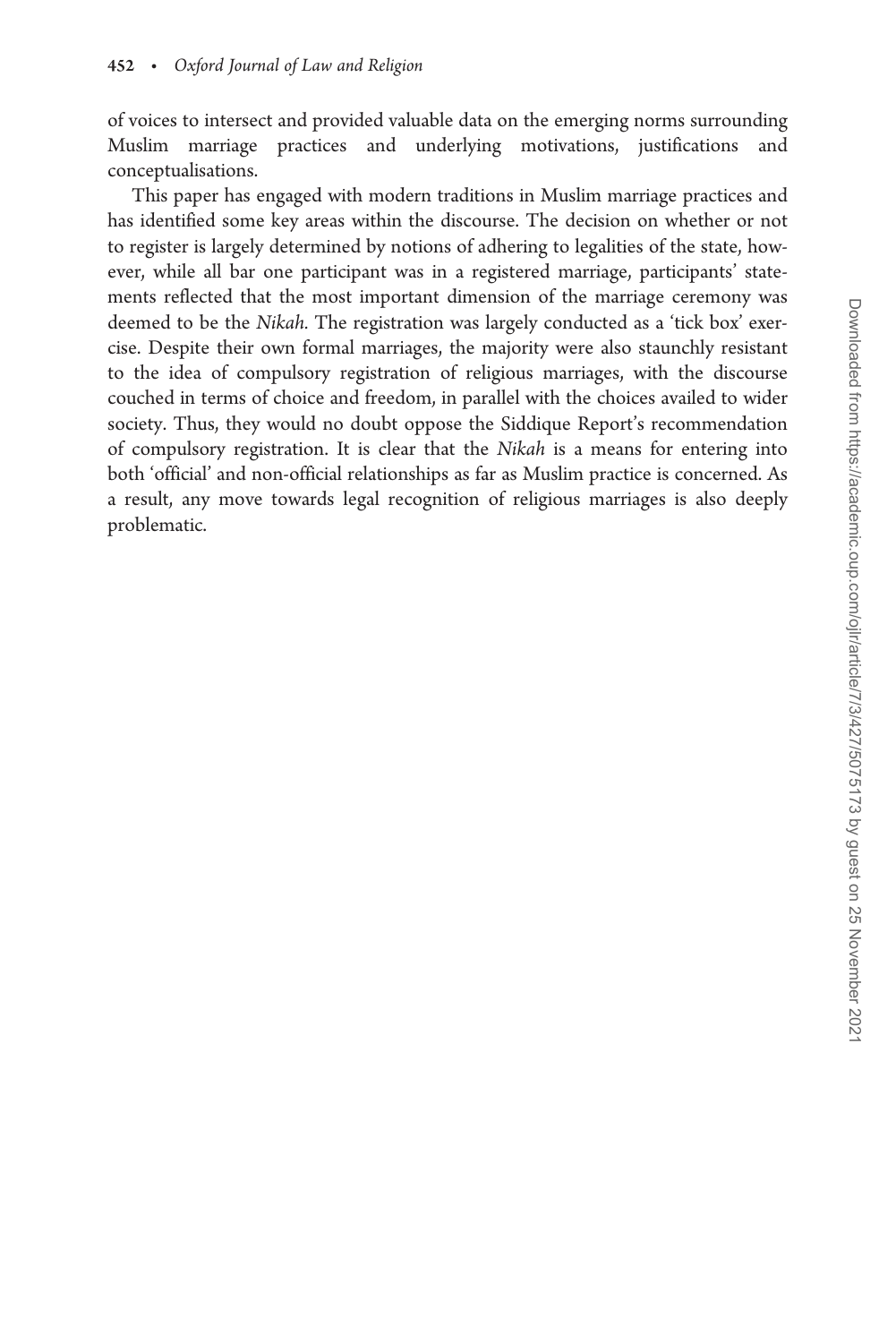of voices to intersect and provided valuable data on the emerging norms surrounding Muslim marriage practices and underlying motivations, justifications and conceptualisations.

This paper has engaged with modern traditions in Muslim marriage practices and has identified some key areas within the discourse. The decision on whether or not to register is largely determined by notions of adhering to legalities of the state, however, while all bar one participant was in a registered marriage, participants' statements reflected that the most important dimension of the marriage ceremony was deemed to be the *Nikah*. The registration was largely conducted as a 'tick box' exercise. Despite their own formal marriages, the majority were also staunchly resistant to the idea of compulsory registration of religious marriages, with the discourse couched in terms of choice and freedom, in parallel with the choices availed to wider society. Thus, they would no doubt oppose the Siddique Report's recommendation of compulsory registration. It is clear that the *Nikah* is a means for entering into both 'official' and non-official relationships as far as Muslim practice is concerned. As a result, any move towards legal recognition of religious marriages is also deeply problematic.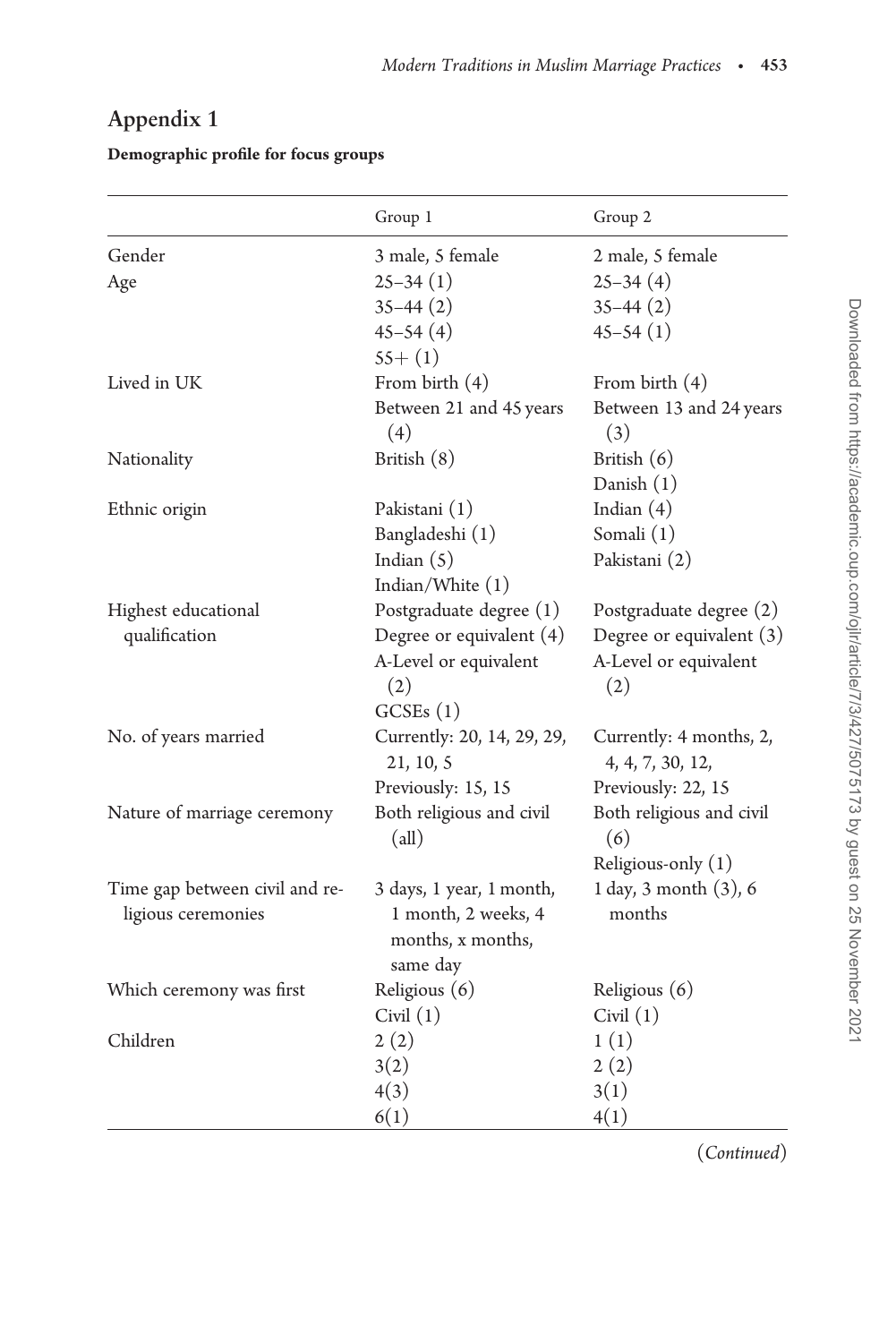## Appendix 1

**Demographic profile for focus groups**

| | Group 1 | Group 2 |
|---|---|---|
| Gender | 3 male, 5 female | 2 male, 5 female |
| Age | 25–34 (1)<br>35–44 (2)<br>45–54 (4)<br>55+ (1) | 25–34 (4)<br>35–44 (2)<br>45–54 (1) |
| Lived in UK | From birth (4)<br>Between 21 and 45 years (4) | From birth (4)<br>Between 13 and 24 years (3) |
| Nationality | British (8) | British (6)<br>Danish (1) |
| Ethnic origin | Pakistani (1)<br>Bangladeshi (1)<br>Indian (5)<br>Indian/White (1) | Indian (4)<br>Somali (1)<br>Pakistani (2) |
| Highest educational qualification | Postgraduate degree (1)<br>Degree or equivalent (4)<br>A-Level or equivalent (2)<br>GCSEs (1) | Postgraduate degree (2)<br>Degree or equivalent (3)<br>A-Level or equivalent (2) |
| No. of years married | Currently: 20, 14, 29, 29, 21, 10, 5<br>Previously: 15, 15 | Currently: 4 months, 2, 4, 4, 7, 30, 12,<br>Previously: 22, 15 |
| Nature of marriage ceremony | Both religious and civil (all) | Both religious and civil (6)<br>Religious-only (1) |
| Time gap between civil and religious ceremonies | 3 days, 1 year, 1 month, 1 month, 2 weeks, 4 months, x months, same day | 1 day, 3 month (3), 6 months |
| Which ceremony was first | Religious (6)<br>Civil (1) | Religious (6)<br>Civil (1) |
| Children | 2 (2)<br>3(2)<br>4(3)<br>6(1) | 1 (1)<br>2 (2)<br>3(1)<br>4(1) |

(*Continued*)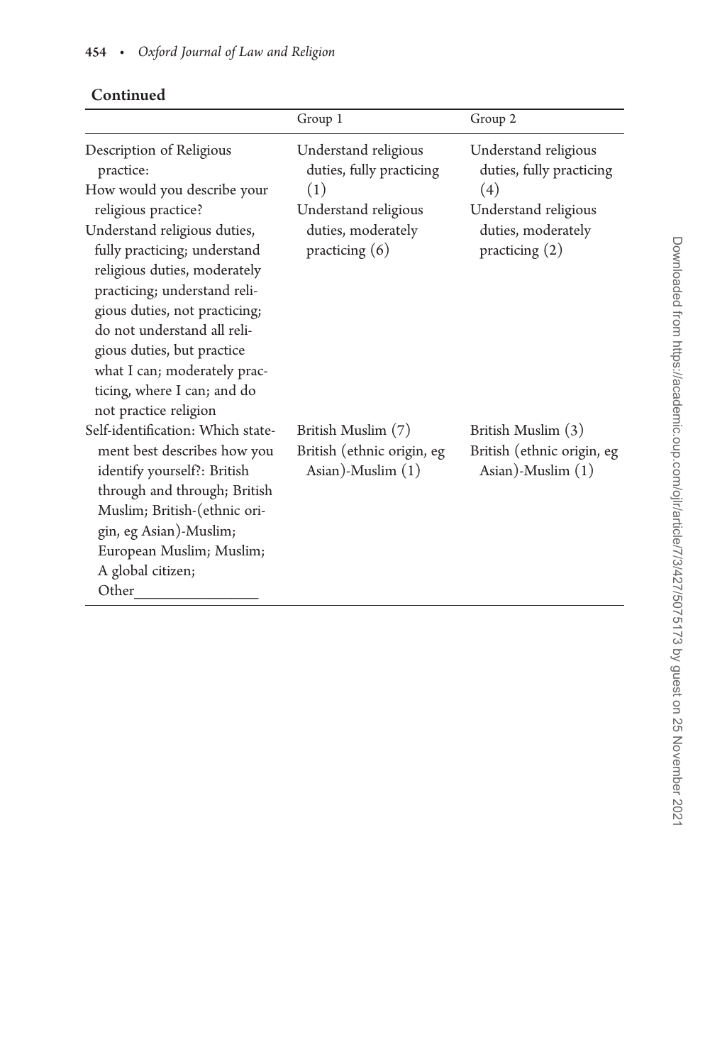**Continued**

| | Group 1 | Group 2 |
|---|---|---|
| Description of Religious practice: How would you describe your religious practice? Understand religious duties, fully practicing; understand religious duties, moderately practicing; understand religious duties, not practicing; do not understand all religious duties, but practice what I can; moderately practicing, where I can; and do not practice religion | Understand religious duties, fully practicing (1) Understand religious duties, moderately practicing (6) | Understand religious duties, fully practicing (4) Understand religious duties, moderately practicing (2) |
| Self-identification: Which statement best describes how you identify yourself?: British through and through; British Muslim; British-(ethnic origin, eg Asian)-Muslim; European Muslim; Muslim; A global citizen; Other________________ | British Muslim (7) British (ethnic origin, eg Asian)-Muslim (1) | British Muslim (3) British (ethnic origin, eg Asian)-Muslim (1) |